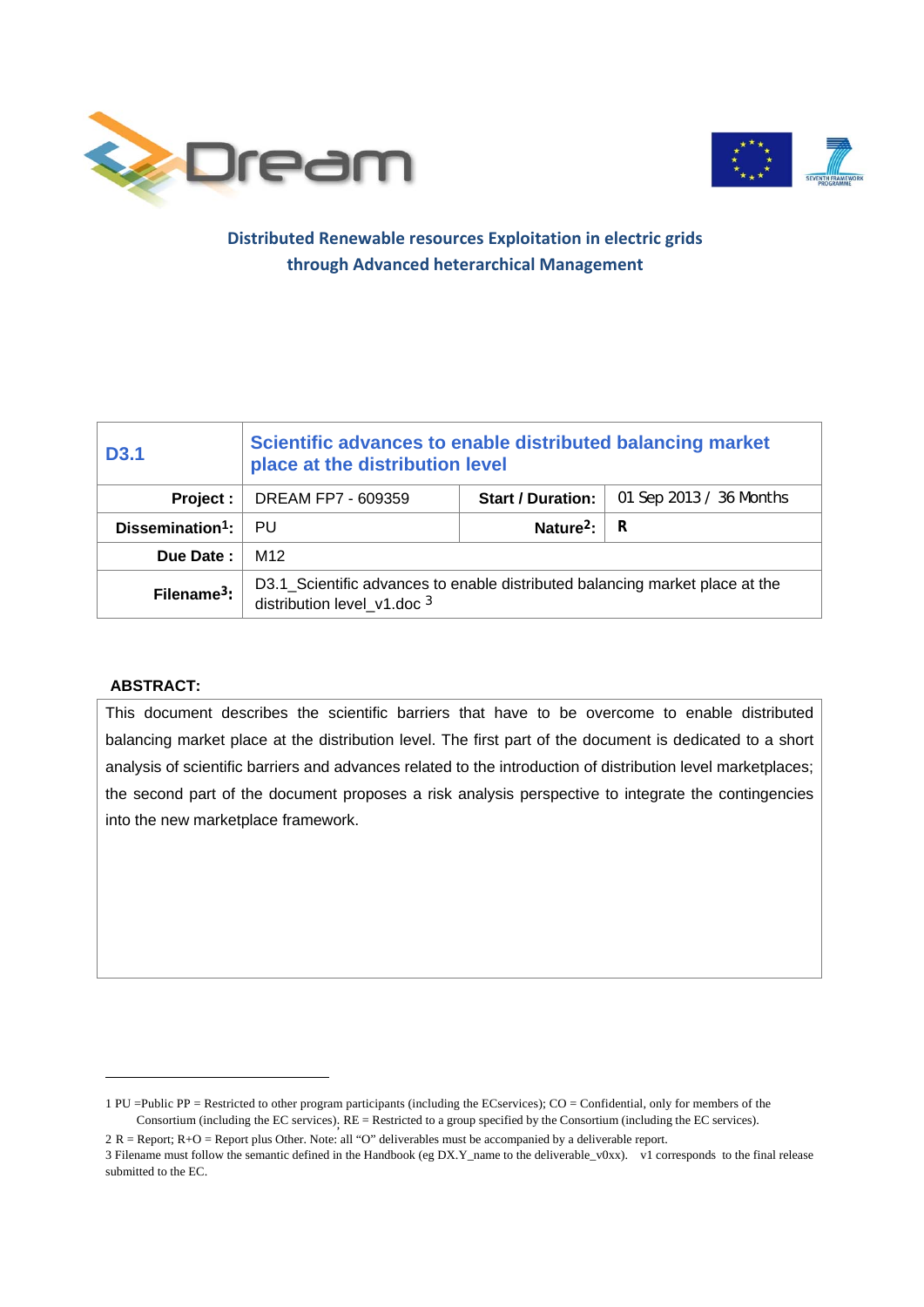Distributed Renewable resources Exploitation in electric grids through Advanced heterarchical Management

| D3.1 | Scientific advances to enable distributed balancing market place at the distribution level | | |
|---|---|---|---|
| **Project :** | DREAM FP7 - 609359 | **Start / Duration:** | 01 Sep 2013 / 36 Months |
| **Dissemination[1]:** | PU | **Nature[2]:** | **R** |
| **Due Date :** | M12 | | |
| **Filename[3]:** | D3.1_Scientific advances to enable distributed balancing market place at the distribution level_v1.doc [3] | | |

**ABSTRACT:**

This document describes the scientific barriers that have to be overcome to enable distributed balancing market place at the distribution level. The first part of the document is dedicated to a short analysis of scientific barriers and advances related to the introduction of distribution level marketplaces; the second part of the document proposes a risk analysis perspective to integrate the contingencies into the new marketplace framework.

1 PU =Public PP = Restricted to other program participants (including the ECservices); CO = Confidential, only for members of the Consortium (including the EC services). RE = Restricted to a group specified by the Consortium (including the EC services).

2 R = Report; R+O = Report plus Other. Note: all "O" deliverables must be accompanied by a deliverable report.

3 Filename must follow the semantic defined in the Handbook (eg DX.Y_name to the deliverable_v0xx). v1 corresponds to the final release submitted to the EC.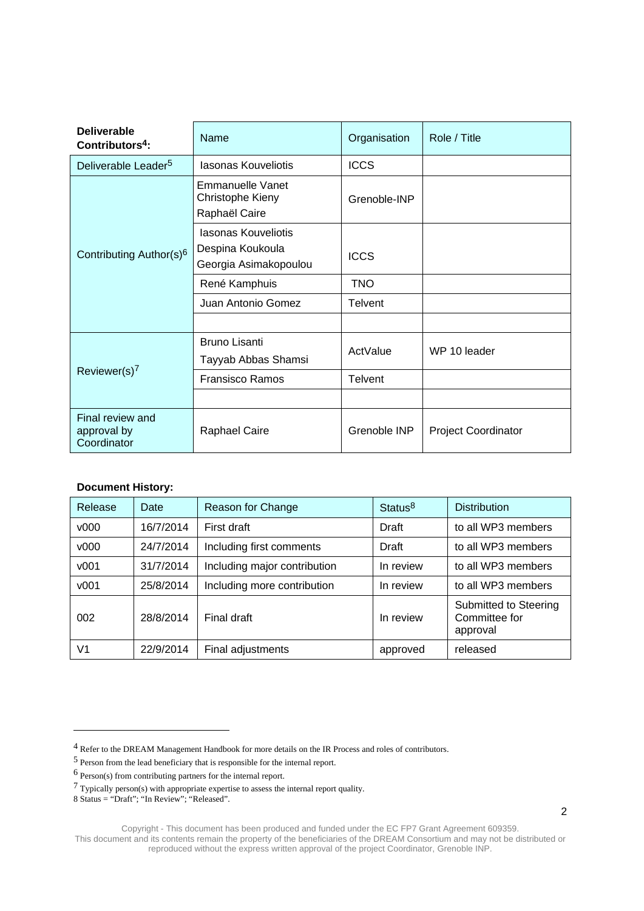| Deliverable Contributors[4]: | Name | Organisation | Role / Title |
|---|---|---|---|
| Deliverable Leader[5] | Iasonas Kouveliotis | ICCS | |
| Contributing Author(s)[6] | Emmanuelle Vanet<br>Christophe Kieny<br>Raphaël Caire | Grenoble-INP | |
| | Iasonas Kouveliotis<br>Despina Koukoula<br>Georgia Asimakopoulou | ICCS | |
| | René Kamphuis | TNO | |
| | Juan Antonio Gomez | Telvent | |
| | | | |
| Reviewer(s)[7] | Bruno Lisanti<br>Tayyab Abbas Shamsi | ActValue | WP 10 leader |
| | Fransisco Ramos | Telvent | |
| | | | |
| Final review and approval by Coordinator | Raphael Caire | Grenoble INP | Project Coordinator |

**Document History:**

| Release | Date | Reason for Change | Status[8] | Distribution |
|---|---|---|---|---|
| v000 | 16/7/2014 | First draft | Draft | to all WP3 members |
| v000 | 24/7/2014 | Including first comments | Draft | to all WP3 members |
| v001 | 31/7/2014 | Including major contribution | In review | to all WP3 members |
| v001 | 25/8/2014 | Including more contribution | In review | to all WP3 members |
| 002 | 28/8/2014 | Final draft | In review | Submitted to Steering Committee for approval |
| V1 | 22/9/2014 | Final adjustments | approved | released |

[4] Refer to the DREAM Management Handbook for more details on the IR Process and roles of contributors.

[5] Person from the lead beneficiary that is responsible for the internal report.

[6] Person(s) from contributing partners for the internal report.

[7] Typically person(s) with appropriate expertise to assess the internal report quality.

8 Status = "Draft"; "In Review"; "Released".

Copyright - This document has been produced and funded under the EC FP7 Grant Agreement 609359.
This document and its contents remain the property of the beneficiaries of the DREAM Consortium and may not be distributed or reproduced without the express written approval of the project Coordinator, Grenoble INP.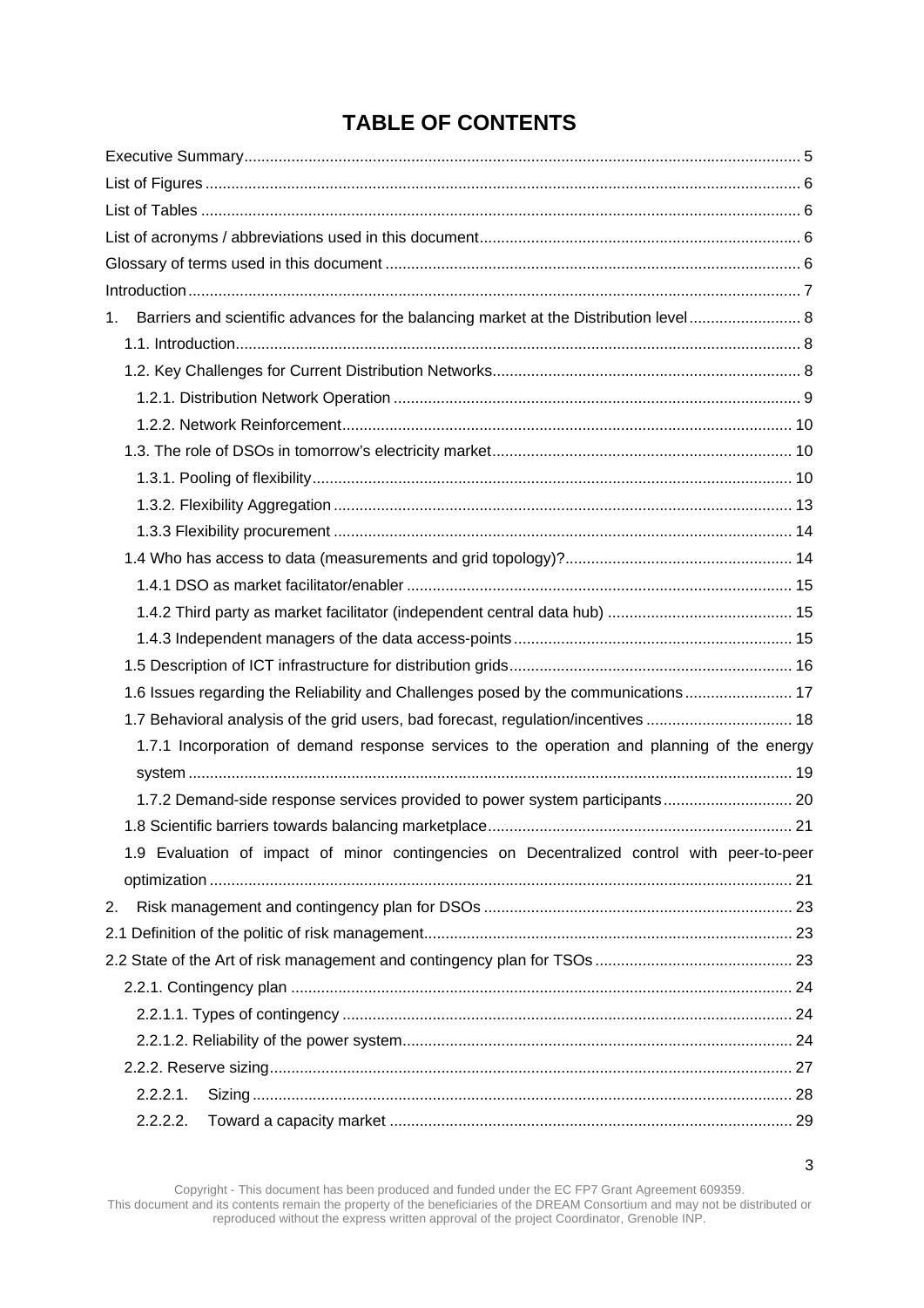# TABLE OF CONTENTS

Executive Summary ..... 5
List of Figures ..... 6
List of Tables ..... 6
List of acronyms / abbreviations used in this document ..... 6
Glossary of terms used in this document ..... 6
Introduction ..... 7
1. Barriers and scientific advances for the balancing market at the Distribution level ..... 8
  1.1. Introduction ..... 8
  1.2. Key Challenges for Current Distribution Networks ..... 8
    1.2.1. Distribution Network Operation ..... 9
    1.2.2. Network Reinforcement ..... 10
  1.3. The role of DSOs in tomorrow's electricity market ..... 10
    1.3.1. Pooling of flexibility ..... 10
    1.3.2. Flexibility Aggregation ..... 13
    1.3.3 Flexibility procurement ..... 14
  1.4 Who has access to data (measurements and grid topology)? ..... 14
    1.4.1 DSO as market facilitator/enabler ..... 15
    1.4.2 Third party as market facilitator (independent central data hub) ..... 15
    1.4.3 Independent managers of the data access-points ..... 15
  1.5 Description of ICT infrastructure for distribution grids ..... 16
  1.6 Issues regarding the Reliability and Challenges posed by the communications ..... 17
  1.7 Behavioral analysis of the grid users, bad forecast, regulation/incentives ..... 18
    1.7.1 Incorporation of demand response services to the operation and planning of the energy system ..... 19
    1.7.2 Demand-side response services provided to power system participants ..... 20
  1.8 Scientific barriers towards balancing marketplace ..... 21
  1.9 Evaluation of impact of minor contingencies on Decentralized control with peer-to-peer optimization ..... 21
2. Risk management and contingency plan for DSOs ..... 23
2.1 Definition of the politic of risk management ..... 23
2.2 State of the Art of risk management and contingency plan for TSOs ..... 23
  2.2.1. Contingency plan ..... 24
    2.2.1.1. Types of contingency ..... 24
    2.2.1.2. Reliability of the power system ..... 24
  2.2.2. Reserve sizing ..... 27
    2.2.2.1. Sizing ..... 28
    2.2.2.2. Toward a capacity market ..... 29

Copyright - This document has been produced and funded under the EC FP7 Grant Agreement 609359. This document and its contents remain the property of the beneficiaries of the DREAM Consortium and may not be distributed or reproduced without the express written approval of the project Coordinator, Grenoble INP.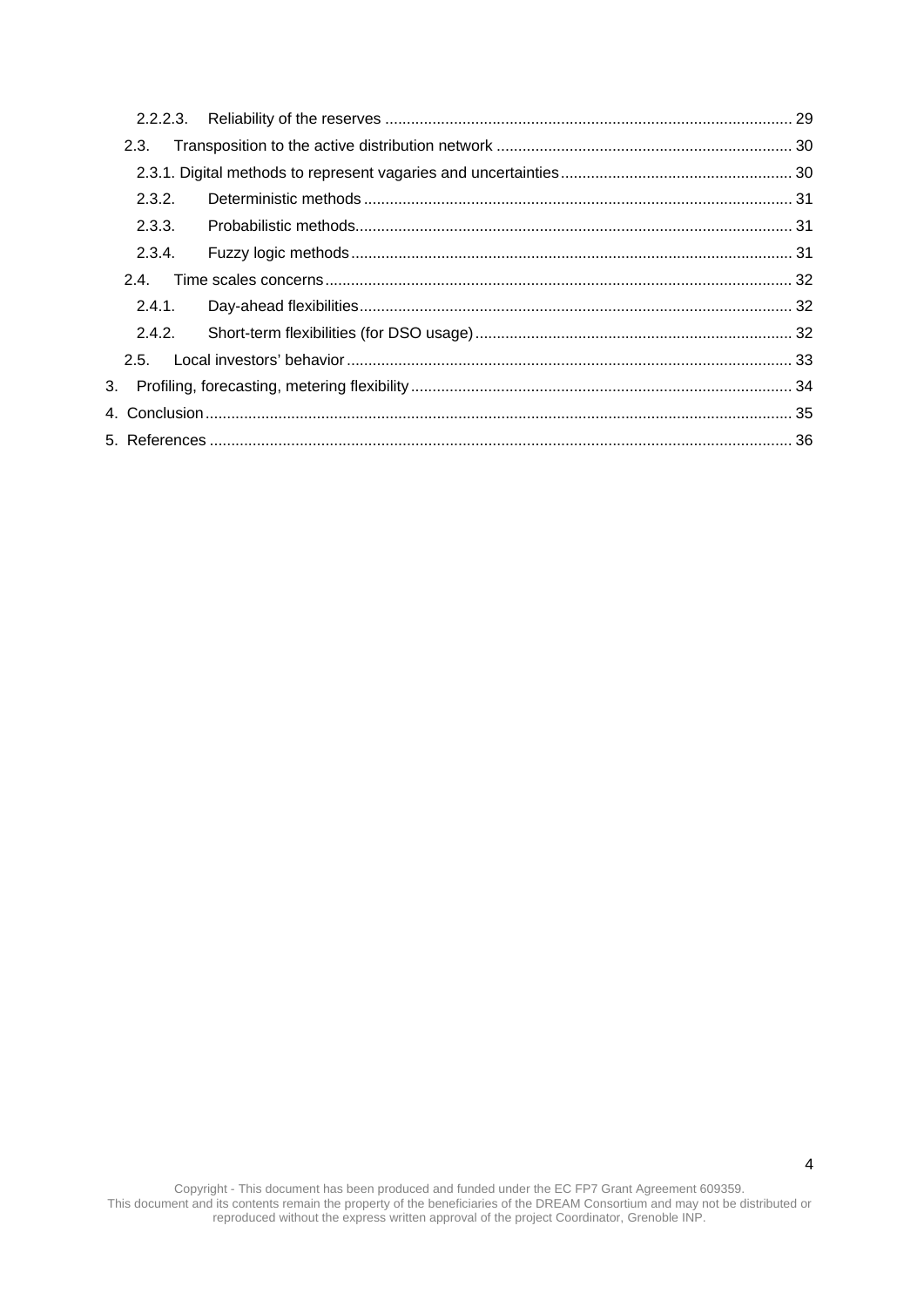2.2.2.3. Reliability of the reserves ............................................................................................. 29

2.3. Transposition to the active distribution network .................................................................... 30

2.3.1. Digital methods to represent vagaries and uncertainties ..................................................... 30

2.3.2. Deterministic methods .................................................................................................. 31

2.3.3. Probabilistic methods.................................................................................................... 31

2.3.4. Fuzzy logic methods ..................................................................................................... 31

2.4. Time scales concerns ........................................................................................................... 32

2.4.1. Day-ahead flexibilities................................................................................................... 32

2.4.2. Short-term flexibilities (for DSO usage) ......................................................................... 32

2.5. Local investors' behavior ...................................................................................................... 33

3. Profiling, forecasting, metering flexibility ........................................................................................ 34

4. Conclusion....................................................................................................................................... 35

5. References ...................................................................................................................................... 36

Copyright - This document has been produced and funded under the EC FP7 Grant Agreement 609359.
This document and its contents remain the property of the beneficiaries of the DREAM Consortium and may not be distributed or reproduced without the express written approval of the project Coordinator, Grenoble INP.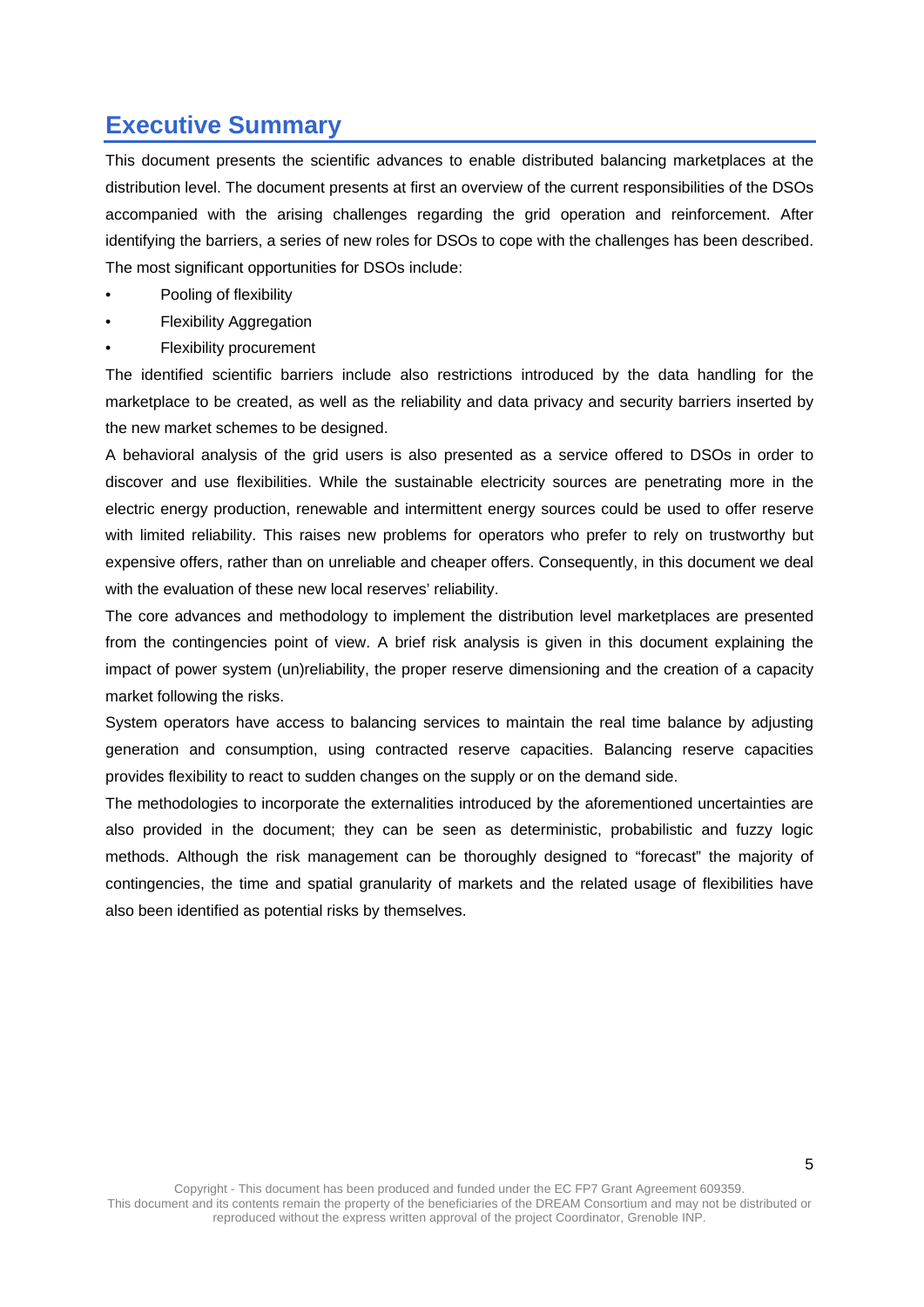# Executive Summary

This document presents the scientific advances to enable distributed balancing marketplaces at the distribution level. The document presents at first an overview of the current responsibilities of the DSOs accompanied with the arising challenges regarding the grid operation and reinforcement. After identifying the barriers, a series of new roles for DSOs to cope with the challenges has been described. The most significant opportunities for DSOs include:

- Pooling of flexibility
- Flexibility Aggregation
- Flexibility procurement

The identified scientific barriers include also restrictions introduced by the data handling for the marketplace to be created, as well as the reliability and data privacy and security barriers inserted by the new market schemes to be designed.

A behavioral analysis of the grid users is also presented as a service offered to DSOs in order to discover and use flexibilities. While the sustainable electricity sources are penetrating more in the electric energy production, renewable and intermittent energy sources could be used to offer reserve with limited reliability. This raises new problems for operators who prefer to rely on trustworthy but expensive offers, rather than on unreliable and cheaper offers. Consequently, in this document we deal with the evaluation of these new local reserves' reliability.

The core advances and methodology to implement the distribution level marketplaces are presented from the contingencies point of view. A brief risk analysis is given in this document explaining the impact of power system (un)reliability, the proper reserve dimensioning and the creation of a capacity market following the risks.

System operators have access to balancing services to maintain the real time balance by adjusting generation and consumption, using contracted reserve capacities. Balancing reserve capacities provides flexibility to react to sudden changes on the supply or on the demand side.

The methodologies to incorporate the externalities introduced by the aforementioned uncertainties are also provided in the document; they can be seen as deterministic, probabilistic and fuzzy logic methods. Although the risk management can be thoroughly designed to "forecast" the majority of contingencies, the time and spatial granularity of markets and the related usage of flexibilities have also been identified as potential risks by themselves.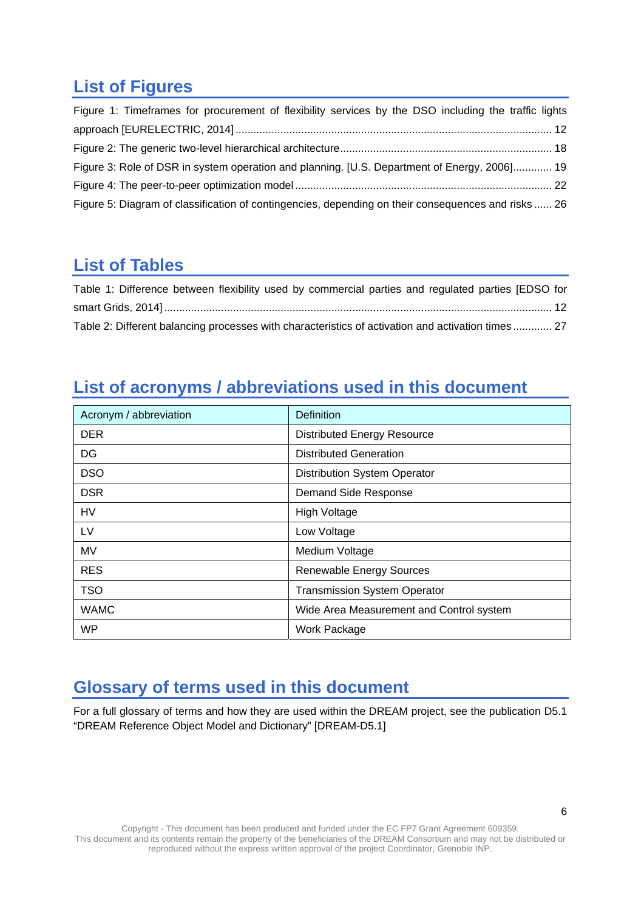## List of Figures

Figure 1: Timeframes for procurement of flexibility services by the DSO including the traffic lights approach [EURELECTRIC, 2014] ........................................................................................................ 12

Figure 2: The generic two-level hierarchical architecture ...................................................................... 18

Figure 3: Role of DSR in system operation and planning. [U.S. Department of Energy, 2006] ............ 19

Figure 4: The peer-to-peer optimization model ..................................................................................... 22

Figure 5: Diagram of classification of contingencies, depending on their consequences and risks ...... 26

## List of Tables

Table 1: Difference between flexibility used by commercial parties and regulated parties [EDSO for smart Grids, 2014] ................................................................................................................................. 12

Table 2: Different balancing processes with characteristics of activation and activation times ............ 27

## List of acronyms / abbreviations used in this document

| Acronym / abbreviation | Definition |
|---|---|
| DER | Distributed Energy Resource |
| DG | Distributed Generation |
| DSO | Distribution System Operator |
| DSR | Demand Side Response |
| HV | High Voltage |
| LV | Low Voltage |
| MV | Medium Voltage |
| RES | Renewable Energy Sources |
| TSO | Transmission System Operator |
| WAMC | Wide Area Measurement and Control system |
| WP | Work Package |

## Glossary of terms used in this document

For a full glossary of terms and how they are used within the DREAM project, see the publication D5.1 "DREAM Reference Object Model and Dictionary" [DREAM-D5.1]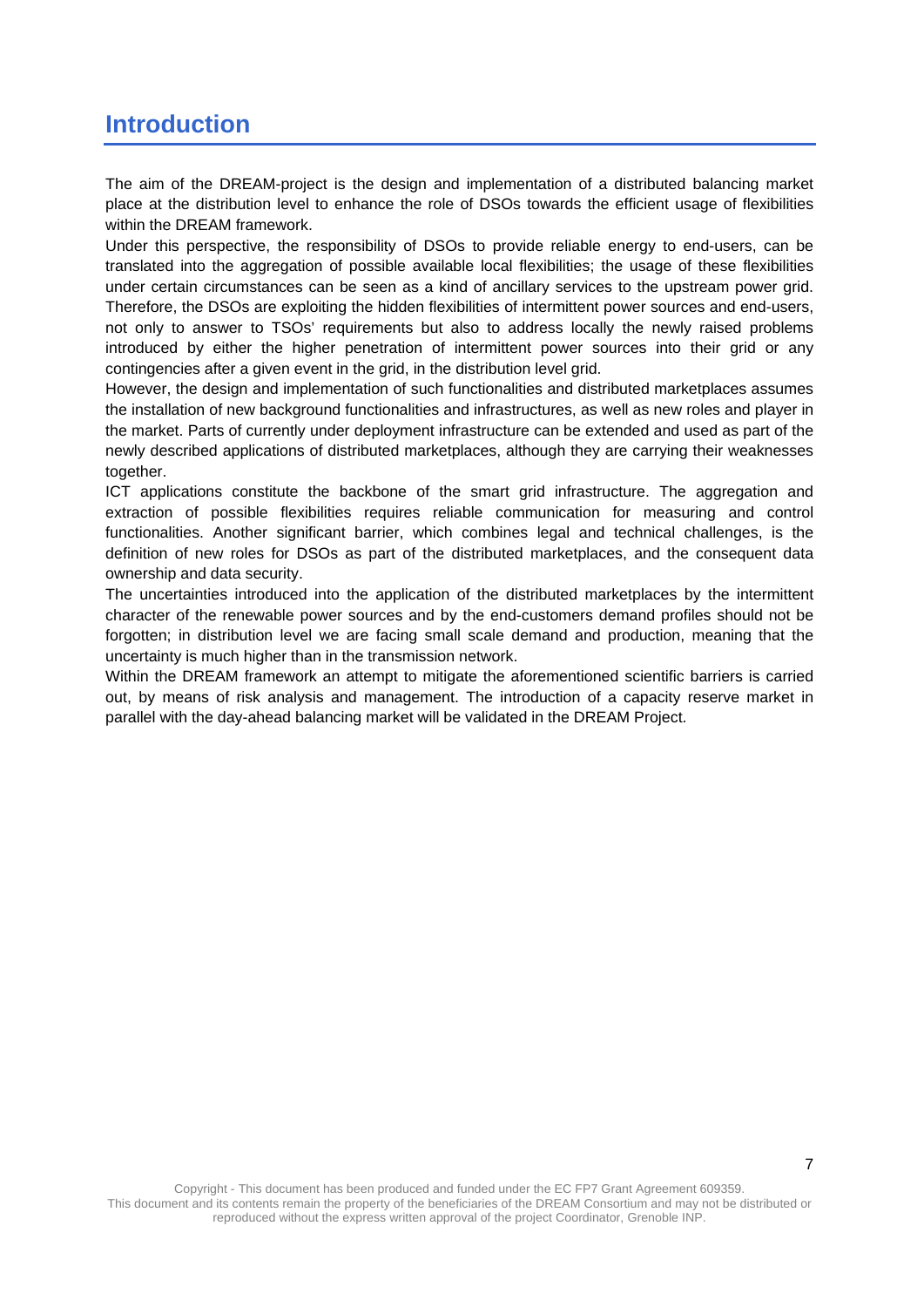# Introduction

The aim of the DREAM-project is the design and implementation of a distributed balancing market place at the distribution level to enhance the role of DSOs towards the efficient usage of flexibilities within the DREAM framework.

Under this perspective, the responsibility of DSOs to provide reliable energy to end-users, can be translated into the aggregation of possible available local flexibilities; the usage of these flexibilities under certain circumstances can be seen as a kind of ancillary services to the upstream power grid. Therefore, the DSOs are exploiting the hidden flexibilities of intermittent power sources and end-users, not only to answer to TSOs' requirements but also to address locally the newly raised problems introduced by either the higher penetration of intermittent power sources into their grid or any contingencies after a given event in the grid, in the distribution level grid.

However, the design and implementation of such functionalities and distributed marketplaces assumes the installation of new background functionalities and infrastructures, as well as new roles and player in the market. Parts of currently under deployment infrastructure can be extended and used as part of the newly described applications of distributed marketplaces, although they are carrying their weaknesses together.

ICT applications constitute the backbone of the smart grid infrastructure. The aggregation and extraction of possible flexibilities requires reliable communication for measuring and control functionalities. Another significant barrier, which combines legal and technical challenges, is the definition of new roles for DSOs as part of the distributed marketplaces, and the consequent data ownership and data security.

The uncertainties introduced into the application of the distributed marketplaces by the intermittent character of the renewable power sources and by the end-customers demand profiles should not be forgotten; in distribution level we are facing small scale demand and production, meaning that the uncertainty is much higher than in the transmission network.

Within the DREAM framework an attempt to mitigate the aforementioned scientific barriers is carried out, by means of risk analysis and management. The introduction of a capacity reserve market in parallel with the day-ahead balancing market will be validated in the DREAM Project.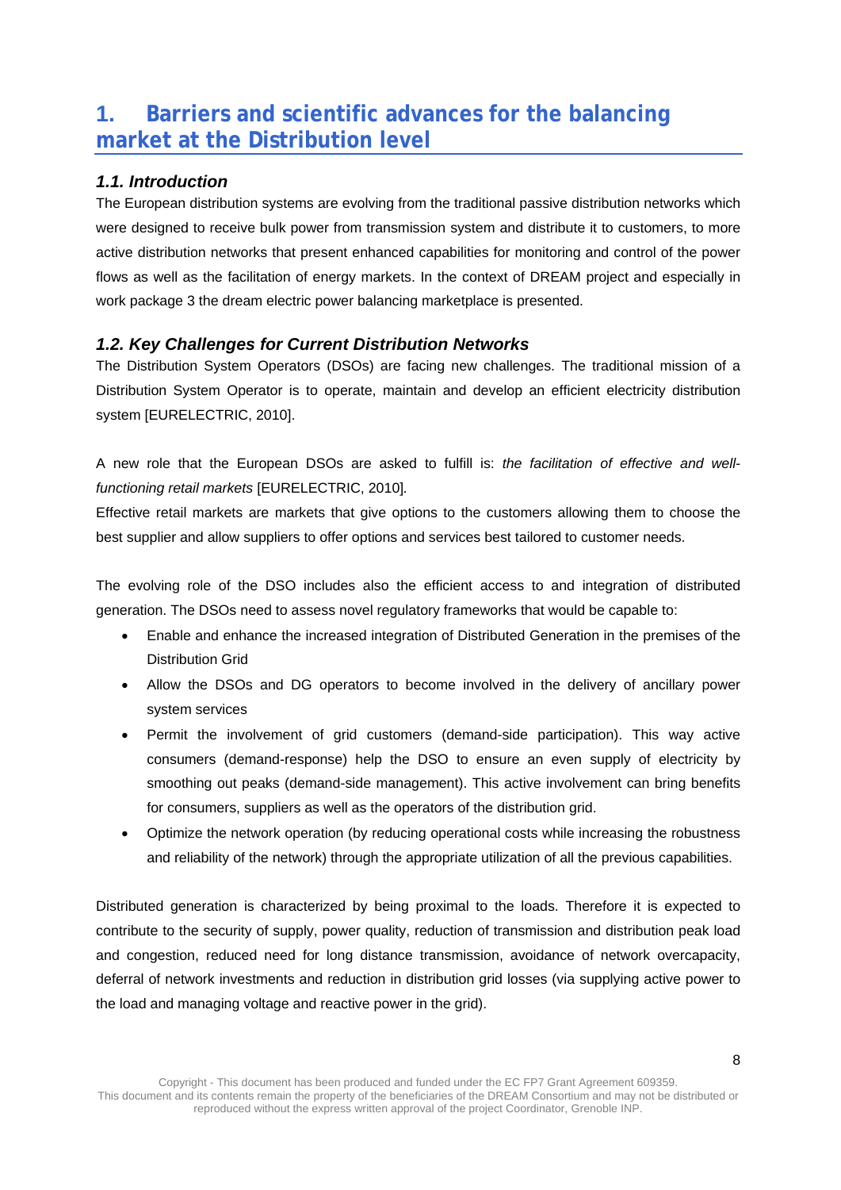# 1. Barriers and scientific advances for the balancing market at the Distribution level

## *1.1. Introduction*

The European distribution systems are evolving from the traditional passive distribution networks which were designed to receive bulk power from transmission system and distribute it to customers, to more active distribution networks that present enhanced capabilities for monitoring and control of the power flows as well as the facilitation of energy markets. In the context of DREAM project and especially in work package 3 the dream electric power balancing marketplace is presented.

## *1.2. Key Challenges for Current Distribution Networks*

The Distribution System Operators (DSOs) are facing new challenges. The traditional mission of a Distribution System Operator is to operate, maintain and develop an efficient electricity distribution system [EURELECTRIC, 2010].

A new role that the European DSOs are asked to fulfill is: *the facilitation of effective and well-functioning retail markets* [EURELECTRIC, 2010].

Effective retail markets are markets that give options to the customers allowing them to choose the best supplier and allow suppliers to offer options and services best tailored to customer needs.

The evolving role of the DSO includes also the efficient access to and integration of distributed generation. The DSOs need to assess novel regulatory frameworks that would be capable to:

- Enable and enhance the increased integration of Distributed Generation in the premises of the Distribution Grid
- Allow the DSOs and DG operators to become involved in the delivery of ancillary power system services
- Permit the involvement of grid customers (demand-side participation). This way active consumers (demand-response) help the DSO to ensure an even supply of electricity by smoothing out peaks (demand-side management). This active involvement can bring benefits for consumers, suppliers as well as the operators of the distribution grid.
- Optimize the network operation (by reducing operational costs while increasing the robustness and reliability of the network) through the appropriate utilization of all the previous capabilities.

Distributed generation is characterized by being proximal to the loads. Therefore it is expected to contribute to the security of supply, power quality, reduction of transmission and distribution peak load and congestion, reduced need for long distance transmission, avoidance of network overcapacity, deferral of network investments and reduction in distribution grid losses (via supplying active power to the load and managing voltage and reactive power in the grid).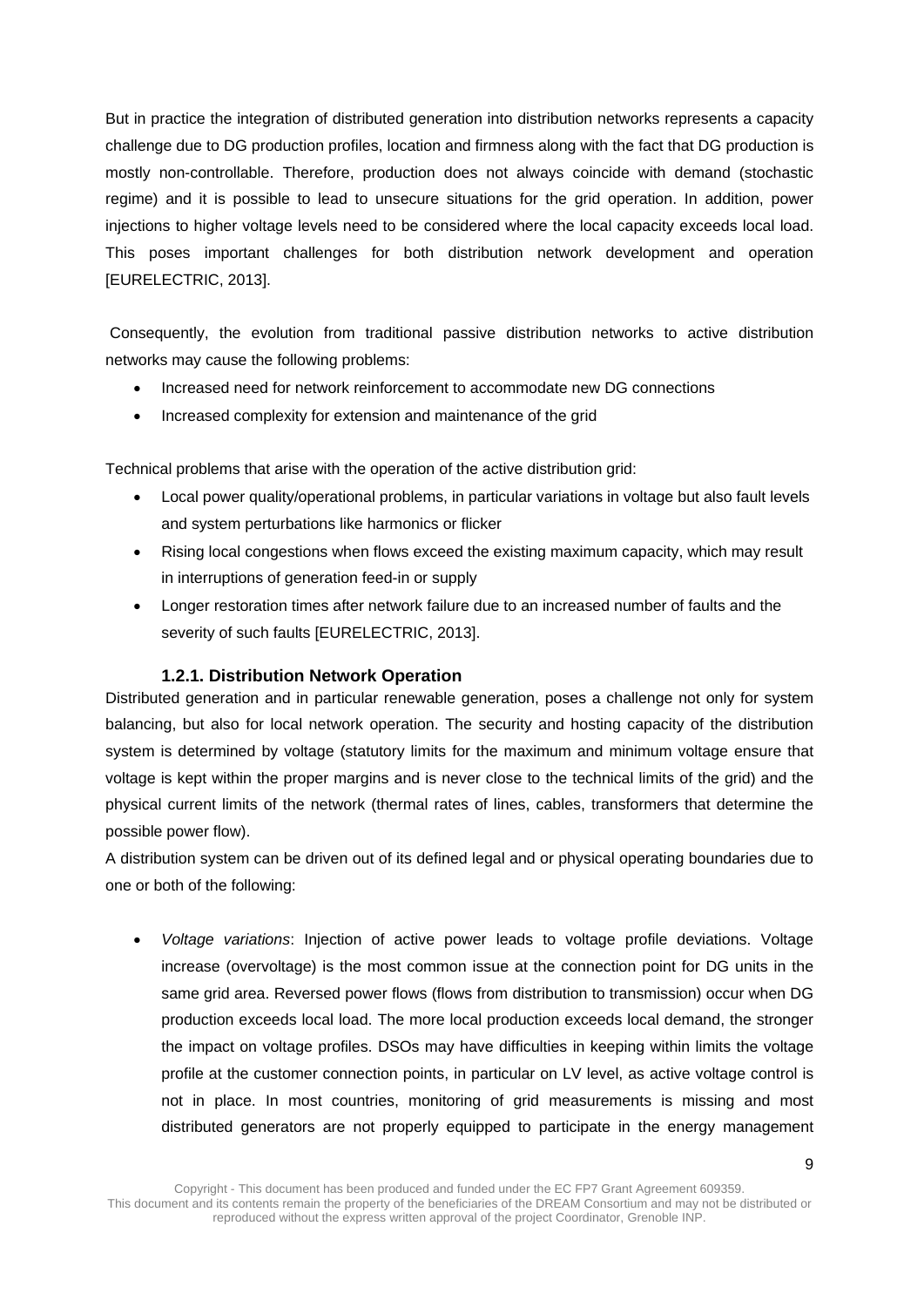But in practice the integration of distributed generation into distribution networks represents a capacity challenge due to DG production profiles, location and firmness along with the fact that DG production is mostly non-controllable. Therefore, production does not always coincide with demand (stochastic regime) and it is possible to lead to unsecure situations for the grid operation. In addition, power injections to higher voltage levels need to be considered where the local capacity exceeds local load. This poses important challenges for both distribution network development and operation [EURELECTRIC, 2013].

Consequently, the evolution from traditional passive distribution networks to active distribution networks may cause the following problems:

- Increased need for network reinforcement to accommodate new DG connections
- Increased complexity for extension and maintenance of the grid

Technical problems that arise with the operation of the active distribution grid:

- Local power quality/operational problems, in particular variations in voltage but also fault levels and system perturbations like harmonics or flicker
- Rising local congestions when flows exceed the existing maximum capacity, which may result in interruptions of generation feed-in or supply
- Longer restoration times after network failure due to an increased number of faults and the severity of such faults [EURELECTRIC, 2013].

### 1.2.1. Distribution Network Operation

Distributed generation and in particular renewable generation, poses a challenge not only for system balancing, but also for local network operation. The security and hosting capacity of the distribution system is determined by voltage (statutory limits for the maximum and minimum voltage ensure that voltage is kept within the proper margins and is never close to the technical limits of the grid) and the physical current limits of the network (thermal rates of lines, cables, transformers that determine the possible power flow).

A distribution system can be driven out of its defined legal and or physical operating boundaries due to one or both of the following:

- *Voltage variations*: Injection of active power leads to voltage profile deviations. Voltage increase (overvoltage) is the most common issue at the connection point for DG units in the same grid area. Reversed power flows (flows from distribution to transmission) occur when DG production exceeds local load. The more local production exceeds local demand, the stronger the impact on voltage profiles. DSOs may have difficulties in keeping within limits the voltage profile at the customer connection points, in particular on LV level, as active voltage control is not in place. In most countries, monitoring of grid measurements is missing and most distributed generators are not properly equipped to participate in the energy management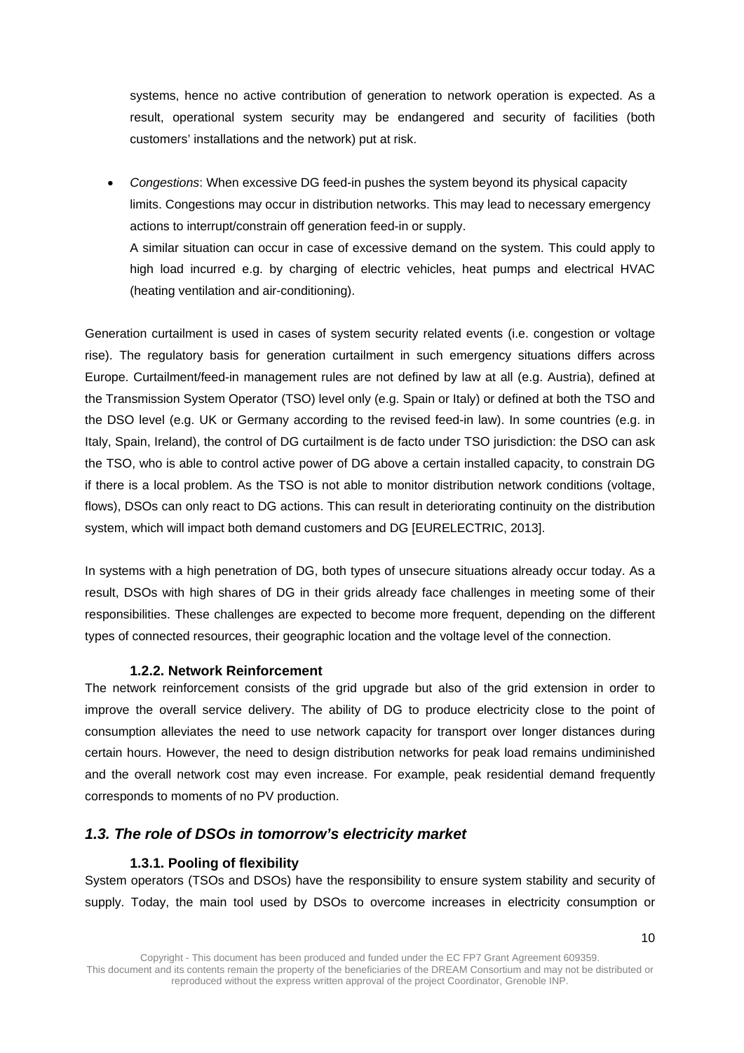systems, hence no active contribution of generation to network operation is expected. As a result, operational system security may be endangered and security of facilities (both customers' installations and the network) put at risk.

- *Congestions*: When excessive DG feed-in pushes the system beyond its physical capacity limits. Congestions may occur in distribution networks. This may lead to necessary emergency actions to interrupt/constrain off generation feed-in or supply.
  A similar situation can occur in case of excessive demand on the system. This could apply to high load incurred e.g. by charging of electric vehicles, heat pumps and electrical HVAC (heating ventilation and air-conditioning).

Generation curtailment is used in cases of system security related events (i.e. congestion or voltage rise). The regulatory basis for generation curtailment in such emergency situations differs across Europe. Curtailment/feed-in management rules are not defined by law at all (e.g. Austria), defined at the Transmission System Operator (TSO) level only (e.g. Spain or Italy) or defined at both the TSO and the DSO level (e.g. UK or Germany according to the revised feed-in law). In some countries (e.g. in Italy, Spain, Ireland), the control of DG curtailment is de facto under TSO jurisdiction: the DSO can ask the TSO, who is able to control active power of DG above a certain installed capacity, to constrain DG if there is a local problem. As the TSO is not able to monitor distribution network conditions (voltage, flows), DSOs can only react to DG actions. This can result in deteriorating continuity on the distribution system, which will impact both demand customers and DG [EURELECTRIC, 2013].

In systems with a high penetration of DG, both types of unsecure situations already occur today. As a result, DSOs with high shares of DG in their grids already face challenges in meeting some of their responsibilities. These challenges are expected to become more frequent, depending on the different types of connected resources, their geographic location and the voltage level of the connection.

### 1.2.2. Network Reinforcement

The network reinforcement consists of the grid upgrade but also of the grid extension in order to improve the overall service delivery. The ability of DG to produce electricity close to the point of consumption alleviates the need to use network capacity for transport over longer distances during certain hours. However, the need to design distribution networks for peak load remains undiminished and the overall network cost may even increase. For example, peak residential demand frequently corresponds to moments of no PV production.

## *1.3. The role of DSOs in tomorrow's electricity market*

### 1.3.1. Pooling of flexibility

System operators (TSOs and DSOs) have the responsibility to ensure system stability and security of supply. Today, the main tool used by DSOs to overcome increases in electricity consumption or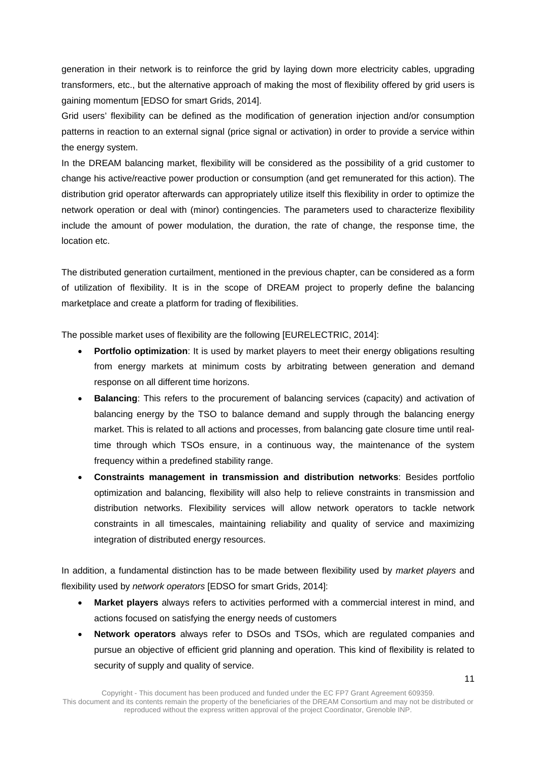generation in their network is to reinforce the grid by laying down more electricity cables, upgrading transformers, etc., but the alternative approach of making the most of flexibility offered by grid users is gaining momentum [EDSO for smart Grids, 2014].

Grid users' flexibility can be defined as the modification of generation injection and/or consumption patterns in reaction to an external signal (price signal or activation) in order to provide a service within the energy system.

In the DREAM balancing market, flexibility will be considered as the possibility of a grid customer to change his active/reactive power production or consumption (and get remunerated for this action). The distribution grid operator afterwards can appropriately utilize itself this flexibility in order to optimize the network operation or deal with (minor) contingencies. The parameters used to characterize flexibility include the amount of power modulation, the duration, the rate of change, the response time, the location etc.

The distributed generation curtailment, mentioned in the previous chapter, can be considered as a form of utilization of flexibility. It is in the scope of DREAM project to properly define the balancing marketplace and create a platform for trading of flexibilities.

The possible market uses of flexibility are the following [EURELECTRIC, 2014]:

- **Portfolio optimization**: It is used by market players to meet their energy obligations resulting from energy markets at minimum costs by arbitrating between generation and demand response on all different time horizons.
- **Balancing**: This refers to the procurement of balancing services (capacity) and activation of balancing energy by the TSO to balance demand and supply through the balancing energy market. This is related to all actions and processes, from balancing gate closure time until real-time through which TSOs ensure, in a continuous way, the maintenance of the system frequency within a predefined stability range.
- **Constraints management in transmission and distribution networks**: Besides portfolio optimization and balancing, flexibility will also help to relieve constraints in transmission and distribution networks. Flexibility services will allow network operators to tackle network constraints in all timescales, maintaining reliability and quality of service and maximizing integration of distributed energy resources.

In addition, a fundamental distinction has to be made between flexibility used by *market players* and flexibility used by *network operators* [EDSO for smart Grids, 2014]:

- **Market players** always refers to activities performed with a commercial interest in mind, and actions focused on satisfying the energy needs of customers
- **Network operators** always refer to DSOs and TSOs, which are regulated companies and pursue an objective of efficient grid planning and operation. This kind of flexibility is related to security of supply and quality of service.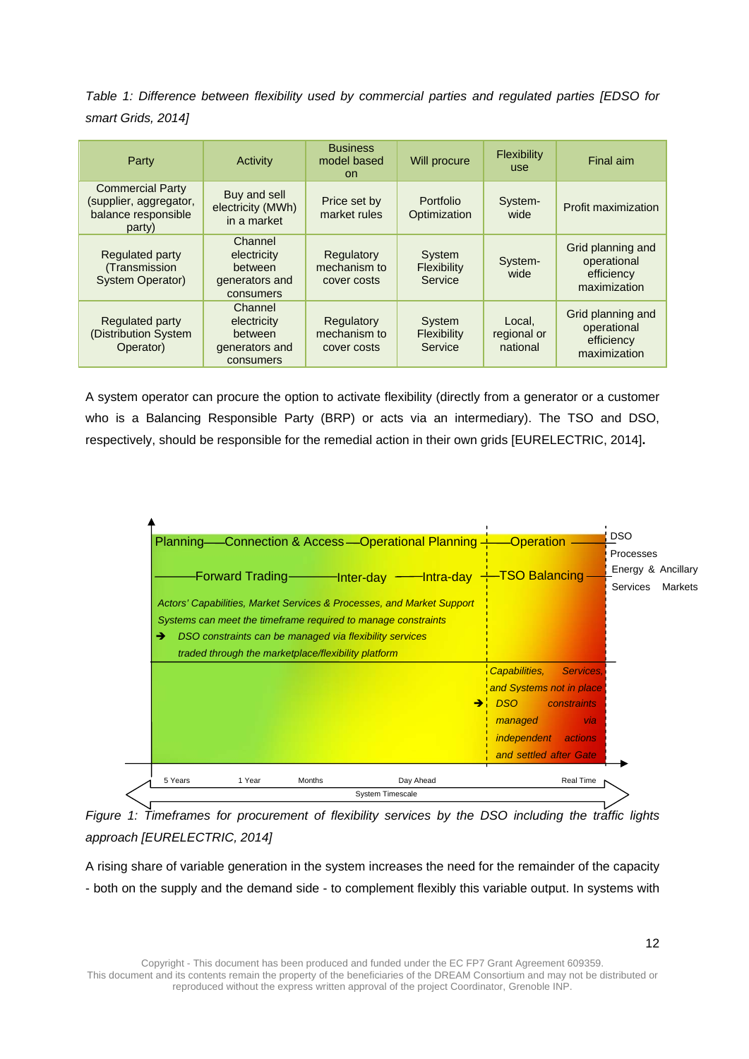*Table 1: Difference between flexibility used by commercial parties and regulated parties [EDSO for smart Grids, 2014]*

| Party | Activity | Business model based on | Will procure | Flexibility use | Final aim |
|---|---|---|---|---|---|
| Commercial Party (supplier, aggregator, balance responsible party) | Buy and sell electricity (MWh) in a market | Price set by market rules | Portfolio Optimization | System-wide | Profit maximization |
| Regulated party (Transmission System Operator) | Channel electricity between generators and consumers | Regulatory mechanism to cover costs | System Flexibility Service | System-wide | Grid planning and operational efficiency maximization |
| Regulated party (Distribution System Operator) | Channel electricity between generators and consumers | Regulatory mechanism to cover costs | System Flexibility Service | Local, regional or national | Grid planning and operational efficiency maximization |

A system operator can procure the option to activate flexibility (directly from a generator or a customer who is a Balancing Responsible Party (BRP) or acts via an intermediary). The TSO and DSO, respectively, should be responsible for the remedial action in their own grids [EURELECTRIC, 2014].

Planning — Connection & Access — Operational Planning — Operation
Forward Trading — Inter-day — Intra-day — TSO Balancing
DSO Processes
Energy & Ancillary Services Markets
*Actors' Capabilities, Market Services & Processes, and Market Support Systems can meet the timeframe required to manage constraints*
*➔ DSO constraints can be managed via flexibility services traded through the marketplace/flexibility platform*
*Capabilities, Services, and Systems not in place*
*➔ DSO constraints managed via independent actions and settled after Gate*
5 Years
1 Year
Months
Day Ahead
Real Time
System Timescale

*Figure 1: Timeframes for procurement of flexibility services by the DSO including the traffic lights approach [EURELECTRIC, 2014]*

A rising share of variable generation in the system increases the need for the remainder of the capacity - both on the supply and the demand side - to complement flexibly this variable output. In systems with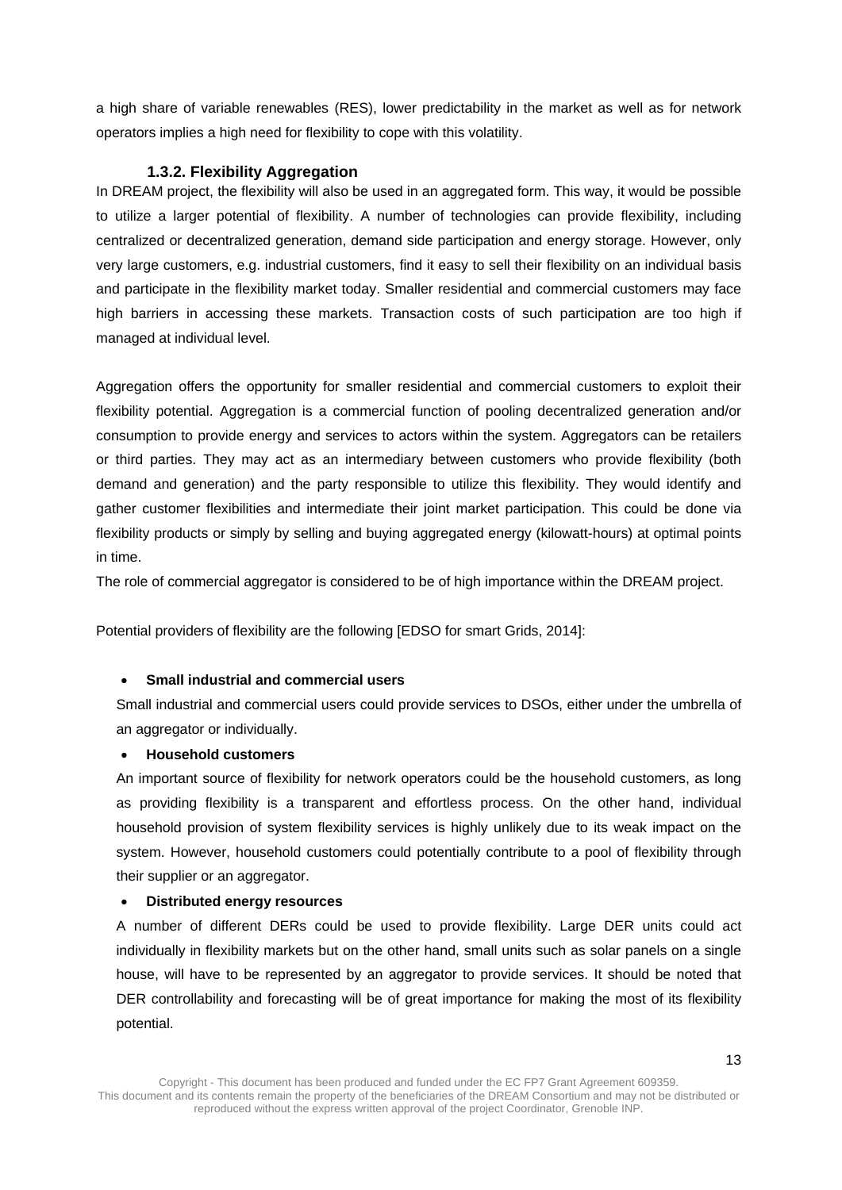a high share of variable renewables (RES), lower predictability in the market as well as for network operators implies a high need for flexibility to cope with this volatility.

### 1.3.2. Flexibility Aggregation

In DREAM project, the flexibility will also be used in an aggregated form. This way, it would be possible to utilize a larger potential of flexibility. A number of technologies can provide flexibility, including centralized or decentralized generation, demand side participation and energy storage. However, only very large customers, e.g. industrial customers, find it easy to sell their flexibility on an individual basis and participate in the flexibility market today. Smaller residential and commercial customers may face high barriers in accessing these markets. Transaction costs of such participation are too high if managed at individual level.

Aggregation offers the opportunity for smaller residential and commercial customers to exploit their flexibility potential. Aggregation is a commercial function of pooling decentralized generation and/or consumption to provide energy and services to actors within the system. Aggregators can be retailers or third parties. They may act as an intermediary between customers who provide flexibility (both demand and generation) and the party responsible to utilize this flexibility. They would identify and gather customer flexibilities and intermediate their joint market participation. This could be done via flexibility products or simply by selling and buying aggregated energy (kilowatt-hours) at optimal points in time.

The role of commercial aggregator is considered to be of high importance within the DREAM project.

Potential providers of flexibility are the following [EDSO for smart Grids, 2014]:

- **Small industrial and commercial users**

  Small industrial and commercial users could provide services to DSOs, either under the umbrella of an aggregator or individually.

- **Household customers**

  An important source of flexibility for network operators could be the household customers, as long as providing flexibility is a transparent and effortless process. On the other hand, individual household provision of system flexibility services is highly unlikely due to its weak impact on the system. However, household customers could potentially contribute to a pool of flexibility through their supplier or an aggregator.

- **Distributed energy resources**

  A number of different DERs could be used to provide flexibility. Large DER units could act individually in flexibility markets but on the other hand, small units such as solar panels on a single house, will have to be represented by an aggregator to provide services. It should be noted that DER controllability and forecasting will be of great importance for making the most of its flexibility potential.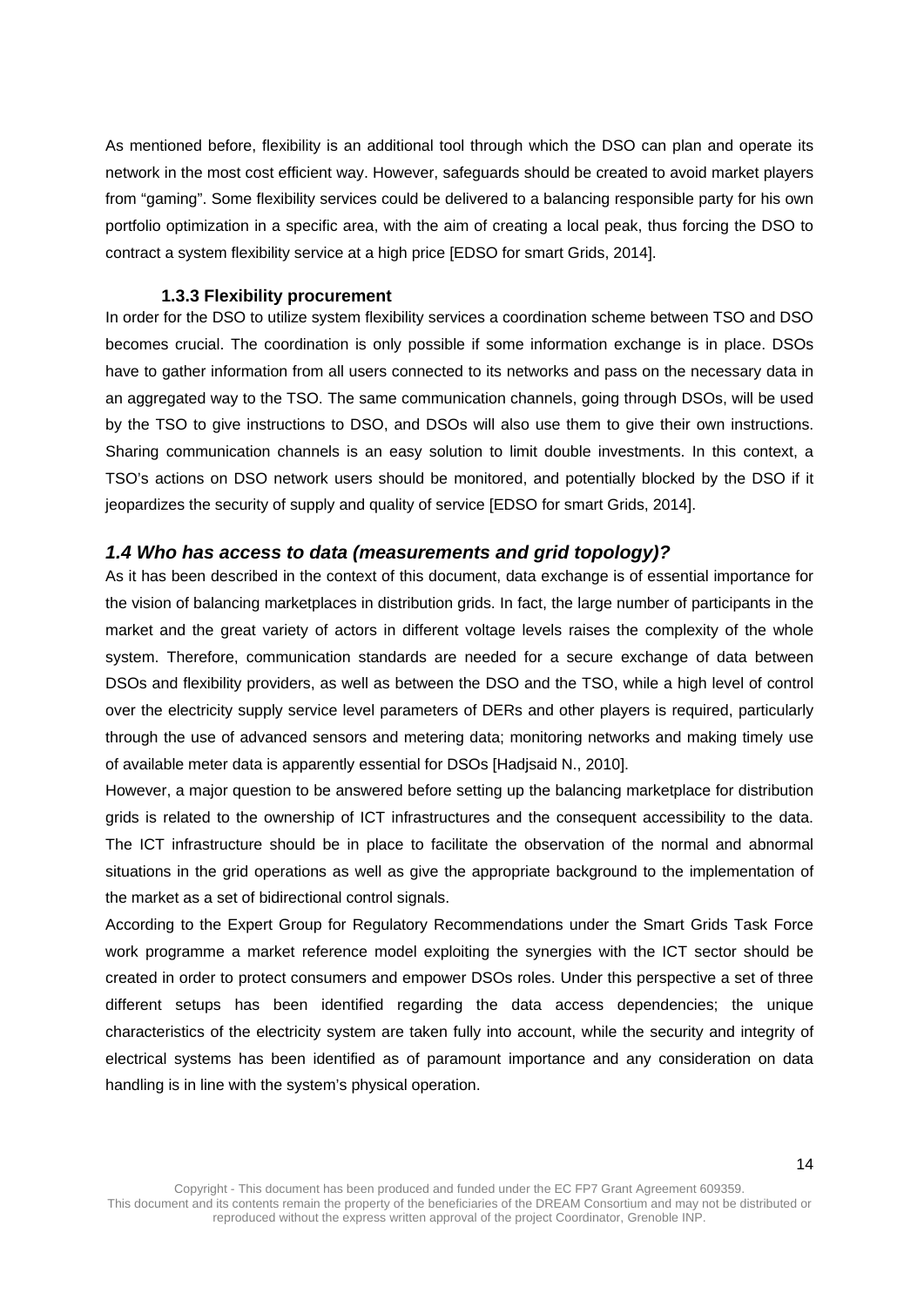As mentioned before, flexibility is an additional tool through which the DSO can plan and operate its network in the most cost efficient way. However, safeguards should be created to avoid market players from "gaming". Some flexibility services could be delivered to a balancing responsible party for his own portfolio optimization in a specific area, with the aim of creating a local peak, thus forcing the DSO to contract a system flexibility service at a high price [EDSO for smart Grids, 2014].

### 1.3.3 Flexibility procurement

In order for the DSO to utilize system flexibility services a coordination scheme between TSO and DSO becomes crucial. The coordination is only possible if some information exchange is in place. DSOs have to gather information from all users connected to its networks and pass on the necessary data in an aggregated way to the TSO. The same communication channels, going through DSOs, will be used by the TSO to give instructions to DSO, and DSOs will also use them to give their own instructions. Sharing communication channels is an easy solution to limit double investments. In this context, a TSO's actions on DSO network users should be monitored, and potentially blocked by the DSO if it jeopardizes the security of supply and quality of service [EDSO for smart Grids, 2014].

## *1.4 Who has access to data (measurements and grid topology)?*

As it has been described in the context of this document, data exchange is of essential importance for the vision of balancing marketplaces in distribution grids. In fact, the large number of participants in the market and the great variety of actors in different voltage levels raises the complexity of the whole system. Therefore, communication standards are needed for a secure exchange of data between DSOs and flexibility providers, as well as between the DSO and the TSO, while a high level of control over the electricity supply service level parameters of DERs and other players is required, particularly through the use of advanced sensors and metering data; monitoring networks and making timely use of available meter data is apparently essential for DSOs [Hadjsaid N., 2010].

However, a major question to be answered before setting up the balancing marketplace for distribution grids is related to the ownership of ICT infrastructures and the consequent accessibility to the data. The ICT infrastructure should be in place to facilitate the observation of the normal and abnormal situations in the grid operations as well as give the appropriate background to the implementation of the market as a set of bidirectional control signals.

According to the Expert Group for Regulatory Recommendations under the Smart Grids Task Force work programme a market reference model exploiting the synergies with the ICT sector should be created in order to protect consumers and empower DSOs roles. Under this perspective a set of three different setups has been identified regarding the data access dependencies; the unique characteristics of the electricity system are taken fully into account, while the security and integrity of electrical systems has been identified as of paramount importance and any consideration on data handling is in line with the system's physical operation.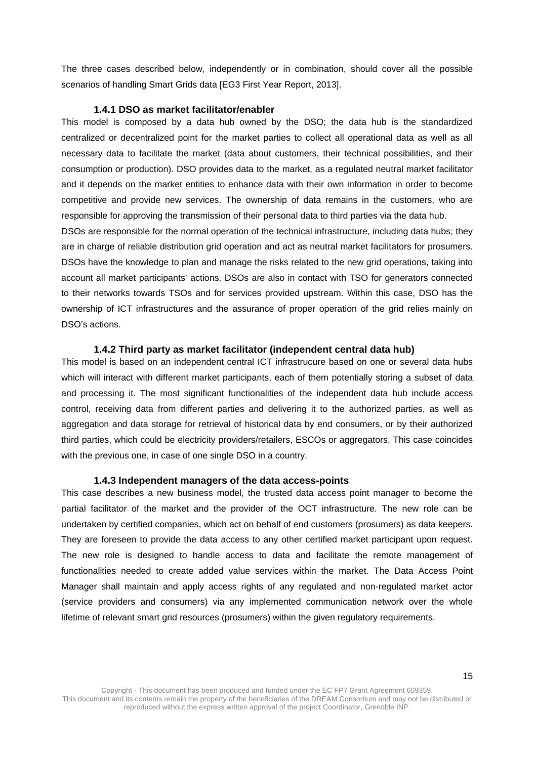The three cases described below, independently or in combination, should cover all the possible scenarios of handling Smart Grids data [EG3 First Year Report, 2013].

### 1.4.1 DSO as market facilitator/enabler

This model is composed by a data hub owned by the DSO; the data hub is the standardized centralized or decentralized point for the market parties to collect all operational data as well as all necessary data to facilitate the market (data about customers, their technical possibilities, and their consumption or production). DSO provides data to the market, as a regulated neutral market facilitator and it depends on the market entities to enhance data with their own information in order to become competitive and provide new services. The ownership of data remains in the customers, who are responsible for approving the transmission of their personal data to third parties via the data hub.

DSOs are responsible for the normal operation of the technical infrastructure, including data hubs; they are in charge of reliable distribution grid operation and act as neutral market facilitators for prosumers. DSOs have the knowledge to plan and manage the risks related to the new grid operations, taking into account all market participants' actions. DSOs are also in contact with TSO for generators connected to their networks towards TSOs and for services provided upstream. Within this case, DSO has the ownership of ICT infrastructures and the assurance of proper operation of the grid relies mainly on DSO's actions.

### 1.4.2 Third party as market facilitator (independent central data hub)

This model is based on an independent central ICT infrastrucure based on one or several data hubs which will interact with different market participants, each of them potentially storing a subset of data and processing it. The most significant functionalities of the independent data hub include access control, receiving data from different parties and delivering it to the authorized parties, as well as aggregation and data storage for retrieval of historical data by end consumers, or by their authorized third parties, which could be electricity providers/retailers, ESCOs or aggregators. This case coincides with the previous one, in case of one single DSO in a country.

### 1.4.3 Independent managers of the data access-points

This case describes a new business model, the trusted data access point manager to become the partial facilitator of the market and the provider of the OCT infrastructure. The new role can be undertaken by certified companies, which act on behalf of end customers (prosumers) as data keepers. They are foreseen to provide the data access to any other certified market participant upon request. The new role is designed to handle access to data and facilitate the remote management of functionalities needed to create added value services within the market. The Data Access Point Manager shall maintain and apply access rights of any regulated and non-regulated market actor (service providers and consumers) via any implemented communication network over the whole lifetime of relevant smart grid resources (prosumers) within the given regulatory requirements.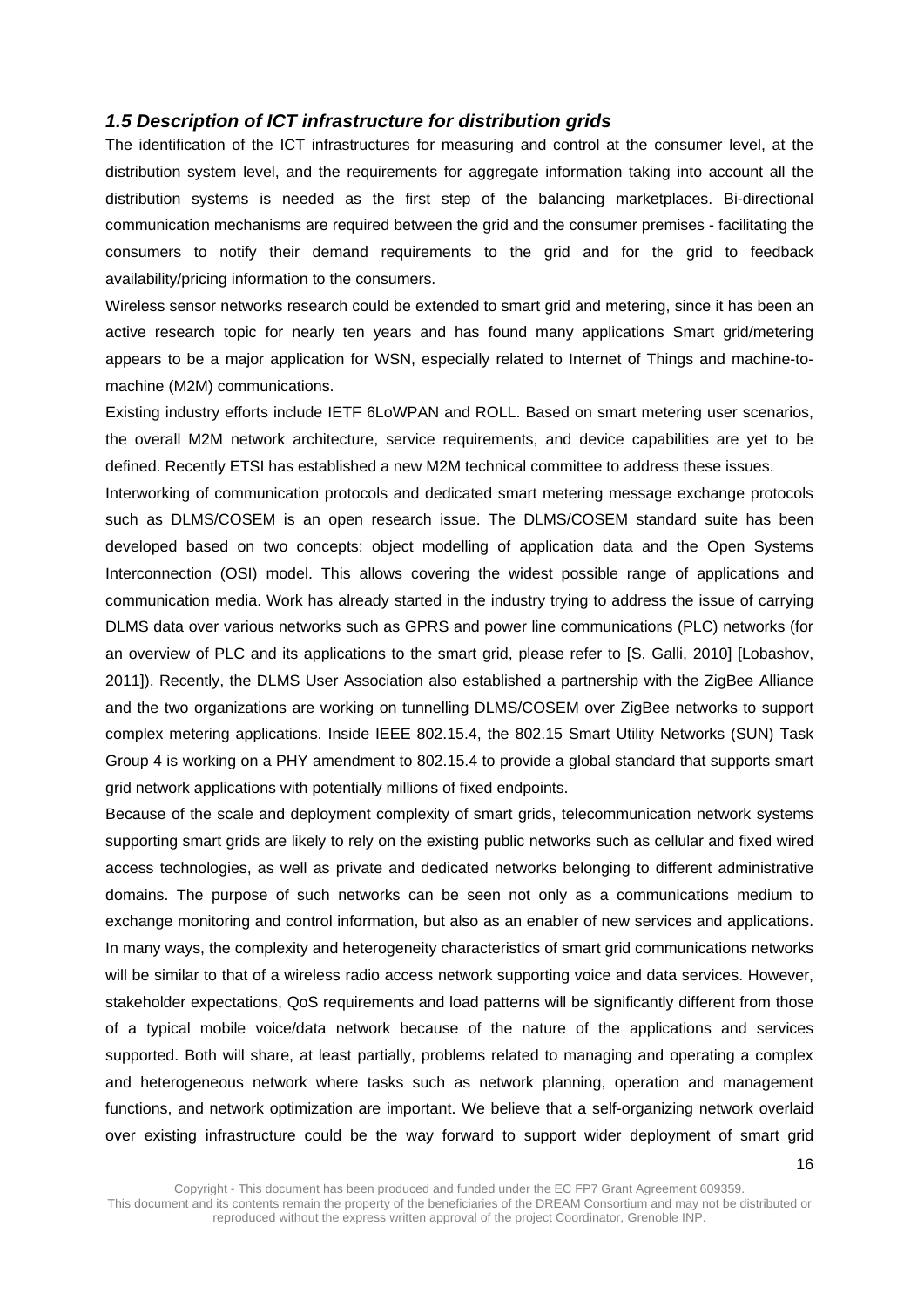### *1.5 Description of ICT infrastructure for distribution grids*

The identification of the ICT infrastructures for measuring and control at the consumer level, at the distribution system level, and the requirements for aggregate information taking into account all the distribution systems is needed as the first step of the balancing marketplaces. Bi-directional communication mechanisms are required between the grid and the consumer premises - facilitating the consumers to notify their demand requirements to the grid and for the grid to feedback availability/pricing information to the consumers.

Wireless sensor networks research could be extended to smart grid and metering, since it has been an active research topic for nearly ten years and has found many applications Smart grid/metering appears to be a major application for WSN, especially related to Internet of Things and machine-to-machine (M2M) communications.

Existing industry efforts include IETF 6LoWPAN and ROLL. Based on smart metering user scenarios, the overall M2M network architecture, service requirements, and device capabilities are yet to be defined. Recently ETSI has established a new M2M technical committee to address these issues.

Interworking of communication protocols and dedicated smart metering message exchange protocols such as DLMS/COSEM is an open research issue. The DLMS/COSEM standard suite has been developed based on two concepts: object modelling of application data and the Open Systems Interconnection (OSI) model. This allows covering the widest possible range of applications and communication media. Work has already started in the industry trying to address the issue of carrying DLMS data over various networks such as GPRS and power line communications (PLC) networks (for an overview of PLC and its applications to the smart grid, please refer to [S. Galli, 2010] [Lobashov, 2011]). Recently, the DLMS User Association also established a partnership with the ZigBee Alliance and the two organizations are working on tunnelling DLMS/COSEM over ZigBee networks to support complex metering applications. Inside IEEE 802.15.4, the 802.15 Smart Utility Networks (SUN) Task Group 4 is working on a PHY amendment to 802.15.4 to provide a global standard that supports smart grid network applications with potentially millions of fixed endpoints.

Because of the scale and deployment complexity of smart grids, telecommunication network systems supporting smart grids are likely to rely on the existing public networks such as cellular and fixed wired access technologies, as well as private and dedicated networks belonging to different administrative domains. The purpose of such networks can be seen not only as a communications medium to exchange monitoring and control information, but also as an enabler of new services and applications. In many ways, the complexity and heterogeneity characteristics of smart grid communications networks will be similar to that of a wireless radio access network supporting voice and data services. However, stakeholder expectations, QoS requirements and load patterns will be significantly different from those of a typical mobile voice/data network because of the nature of the applications and services supported. Both will share, at least partially, problems related to managing and operating a complex and heterogeneous network where tasks such as network planning, operation and management functions, and network optimization are important. We believe that a self-organizing network overlaid over existing infrastructure could be the way forward to support wider deployment of smart grid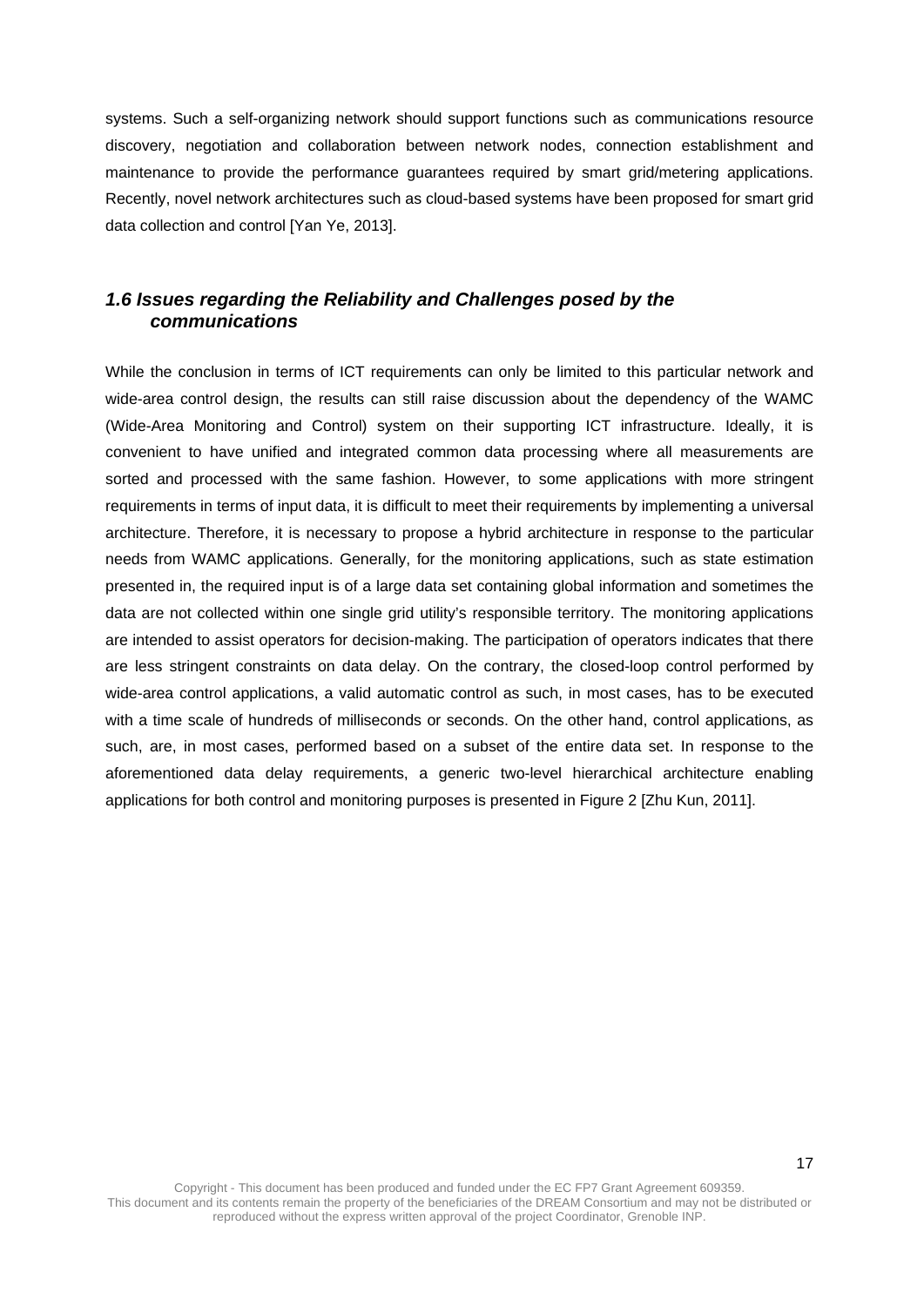systems. Such a self-organizing network should support functions such as communications resource discovery, negotiation and collaboration between network nodes, connection establishment and maintenance to provide the performance guarantees required by smart grid/metering applications. Recently, novel network architectures such as cloud-based systems have been proposed for smart grid data collection and control [Yan Ye, 2013].

## *1.6 Issues regarding the Reliability and Challenges posed by the communications*

While the conclusion in terms of ICT requirements can only be limited to this particular network and wide-area control design, the results can still raise discussion about the dependency of the WAMC (Wide-Area Monitoring and Control) system on their supporting ICT infrastructure. Ideally, it is convenient to have unified and integrated common data processing where all measurements are sorted and processed with the same fashion. However, to some applications with more stringent requirements in terms of input data, it is difficult to meet their requirements by implementing a universal architecture. Therefore, it is necessary to propose a hybrid architecture in response to the particular needs from WAMC applications. Generally, for the monitoring applications, such as state estimation presented in, the required input is of a large data set containing global information and sometimes the data are not collected within one single grid utility's responsible territory. The monitoring applications are intended to assist operators for decision-making. The participation of operators indicates that there are less stringent constraints on data delay. On the contrary, the closed-loop control performed by wide-area control applications, a valid automatic control as such, in most cases, has to be executed with a time scale of hundreds of milliseconds or seconds. On the other hand, control applications, as such, are, in most cases, performed based on a subset of the entire data set. In response to the aforementioned data delay requirements, a generic two-level hierarchical architecture enabling applications for both control and monitoring purposes is presented in Figure 2 [Zhu Kun, 2011].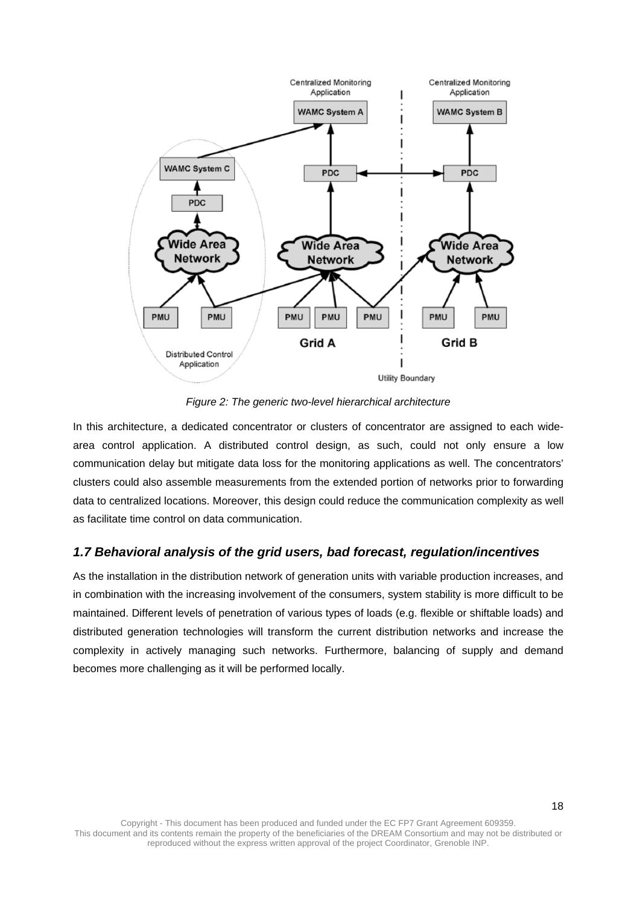Centralized Monitoring Application

WAMC System A

Centralized Monitoring Application

WAMC System B

WAMC System C

PDC

PDC

PDC

Wide Area Network

Wide Area Network

Wide Area Network

PMU PMU PMU PMU PMU PMU PMU

Grid A

Grid B

Distributed Control Application

Utility Boundary

*Figure 2: The generic two-level hierarchical architecture*

In this architecture, a dedicated concentrator or clusters of concentrator are assigned to each wide-area control application. A distributed control design, as such, could not only ensure a low communication delay but mitigate data loss for the monitoring applications as well. The concentrators' clusters could also assemble measurements from the extended portion of networks prior to forwarding data to centralized locations. Moreover, this design could reduce the communication complexity as well as facilitate time control on data communication.

## 1.7 Behavioral analysis of the grid users, bad forecast, regulation/incentives

As the installation in the distribution network of generation units with variable production increases, and in combination with the increasing involvement of the consumers, system stability is more difficult to be maintained. Different levels of penetration of various types of loads (e.g. flexible or shiftable loads) and distributed generation technologies will transform the current distribution networks and increase the complexity in actively managing such networks. Furthermore, balancing of supply and demand becomes more challenging as it will be performed locally.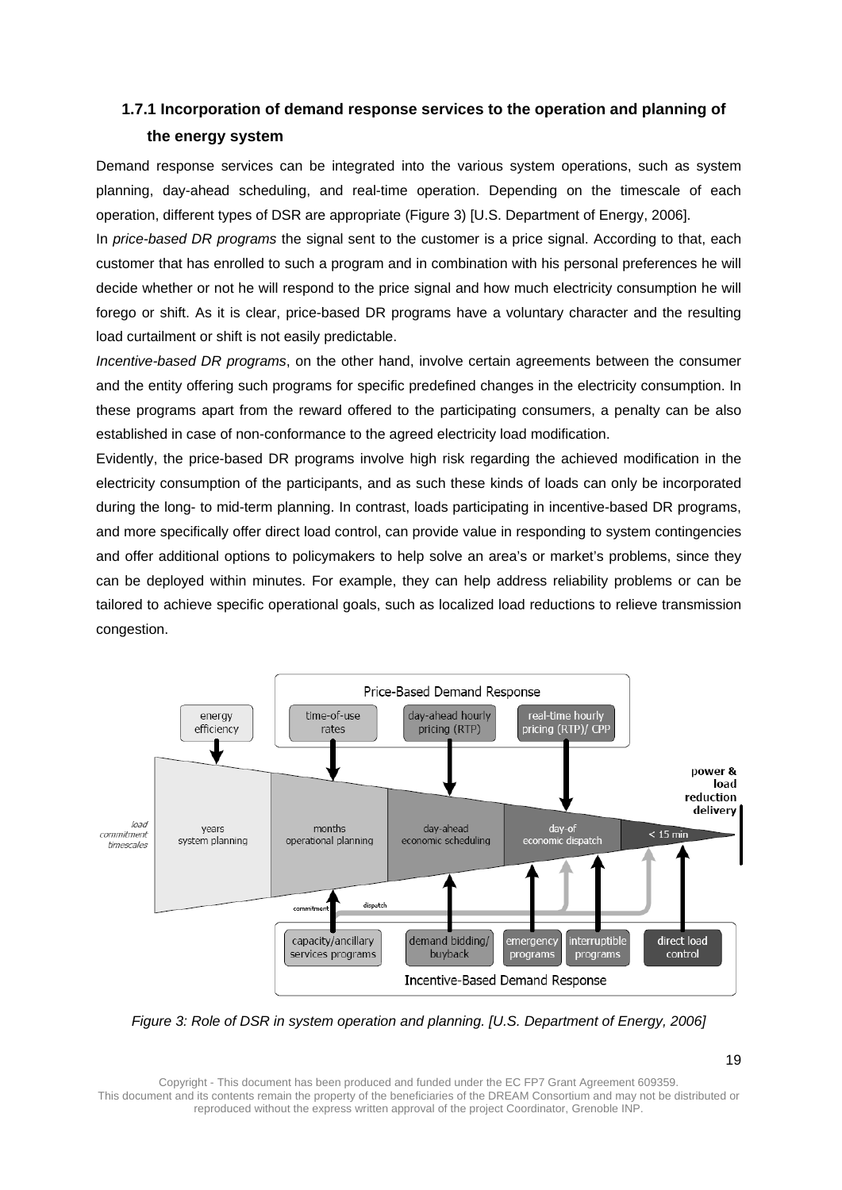### 1.7.1 Incorporation of demand response services to the operation and planning of the energy system

Demand response services can be integrated into the various system operations, such as system planning, day-ahead scheduling, and real-time operation. Depending on the timescale of each operation, different types of DSR are appropriate (Figure 3) [U.S. Department of Energy, 2006].

In *price-based DR programs* the signal sent to the customer is a price signal. According to that, each customer that has enrolled to such a program and in combination with his personal preferences he will decide whether or not he will respond to the price signal and how much electricity consumption he will forego or shift. As it is clear, price-based DR programs have a voluntary character and the resulting load curtailment or shift is not easily predictable.

*Incentive-based DR programs*, on the other hand, involve certain agreements between the consumer and the entity offering such programs for specific predefined changes in the electricity consumption. In these programs apart from the reward offered to the participating consumers, a penalty can be also established in case of non-conformance to the agreed electricity load modification.

Evidently, the price-based DR programs involve high risk regarding the achieved modification in the electricity consumption of the participants, and as such these kinds of loads can only be incorporated during the long- to mid-term planning. In contrast, loads participating in incentive-based DR programs, and more specifically offer direct load control, can provide value in responding to system contingencies and offer additional options to policymakers to help solve an area's or market's problems, since they can be deployed within minutes. For example, they can help address reliability problems or can be tailored to achieve specific operational goals, such as localized load reductions to relieve transmission congestion.

Price-Based Demand Response

energy efficiency

time-of-use rates

day-ahead hourly pricing (RTP)

real-time hourly pricing (RTP)/ CPP

power & load reduction delivery

load commitment timescales

years system planning

months operational planning

day-ahead economic scheduling

day-of economic dispatch

< 15 min

commitment

dispatch

capacity/ancillary services programs

demand bidding/ buyback

emergency programs

interruptible programs

direct load control

Incentive-Based Demand Response

*Figure 3: Role of DSR in system operation and planning. [U.S. Department of Energy, 2006]*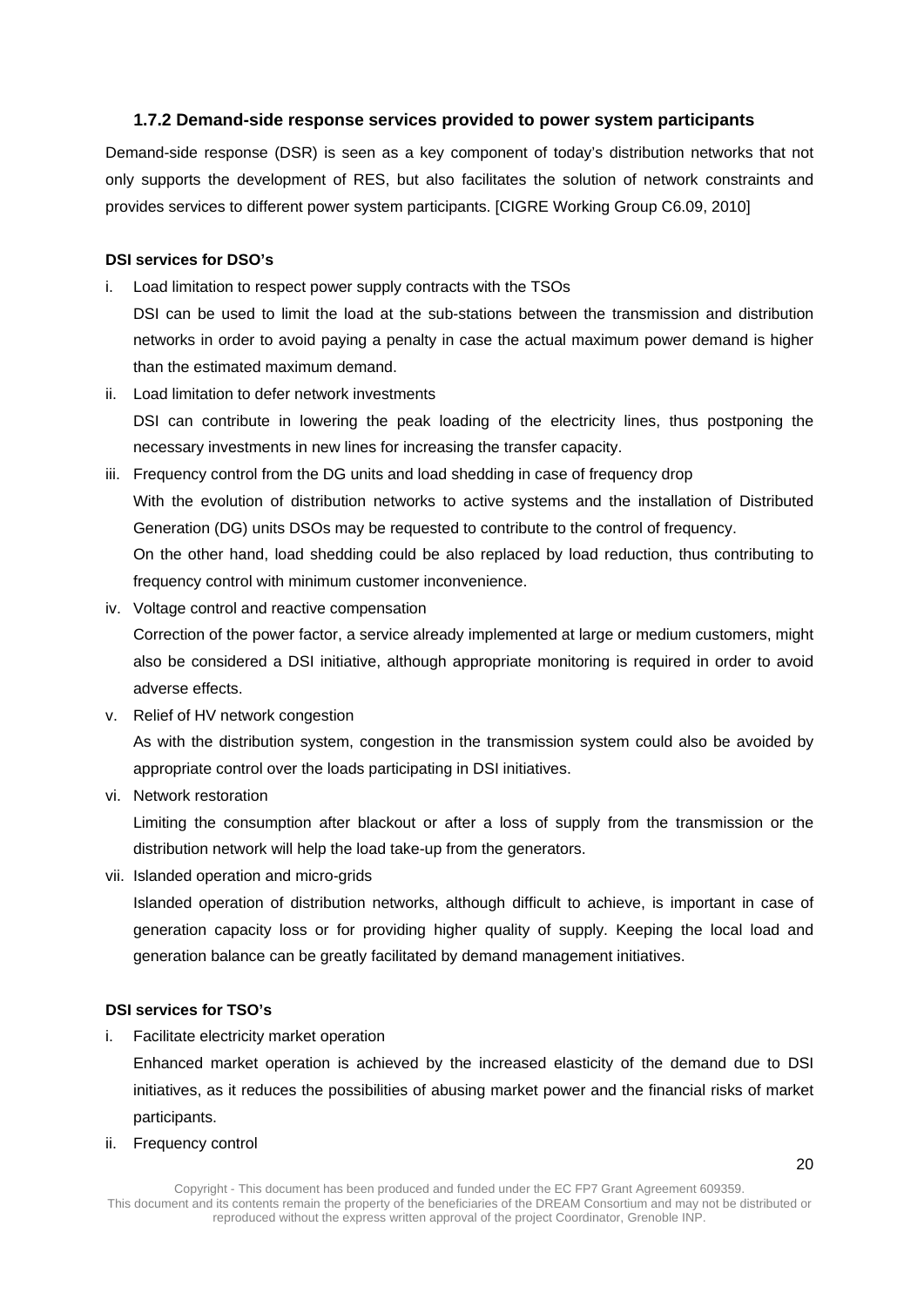### 1.7.2 Demand-side response services provided to power system participants

Demand-side response (DSR) is seen as a key component of today's distribution networks that not only supports the development of RES, but also facilitates the solution of network constraints and provides services to different power system participants. [CIGRE Working Group C6.09, 2010]

**DSI services for DSO's**

i. Load limitation to respect power supply contracts with the TSOs

   DSI can be used to limit the load at the sub-stations between the transmission and distribution networks in order to avoid paying a penalty in case the actual maximum power demand is higher than the estimated maximum demand.

ii. Load limitation to defer network investments

   DSI can contribute in lowering the peak loading of the electricity lines, thus postponing the necessary investments in new lines for increasing the transfer capacity.

iii. Frequency control from the DG units and load shedding in case of frequency drop

   With the evolution of distribution networks to active systems and the installation of Distributed Generation (DG) units DSOs may be requested to contribute to the control of frequency.

   On the other hand, load shedding could be also replaced by load reduction, thus contributing to frequency control with minimum customer inconvenience.

iv. Voltage control and reactive compensation

   Correction of the power factor, a service already implemented at large or medium customers, might also be considered a DSI initiative, although appropriate monitoring is required in order to avoid adverse effects.

v. Relief of HV network congestion

   As with the distribution system, congestion in the transmission system could also be avoided by appropriate control over the loads participating in DSI initiatives.

vi. Network restoration

   Limiting the consumption after blackout or after a loss of supply from the transmission or the distribution network will help the load take-up from the generators.

vii. Islanded operation and micro-grids

   Islanded operation of distribution networks, although difficult to achieve, is important in case of generation capacity loss or for providing higher quality of supply. Keeping the local load and generation balance can be greatly facilitated by demand management initiatives.

**DSI services for TSO's**

i. Facilitate electricity market operation

   Enhanced market operation is achieved by the increased elasticity of the demand due to DSI initiatives, as it reduces the possibilities of abusing market power and the financial risks of market participants.

ii. Frequency control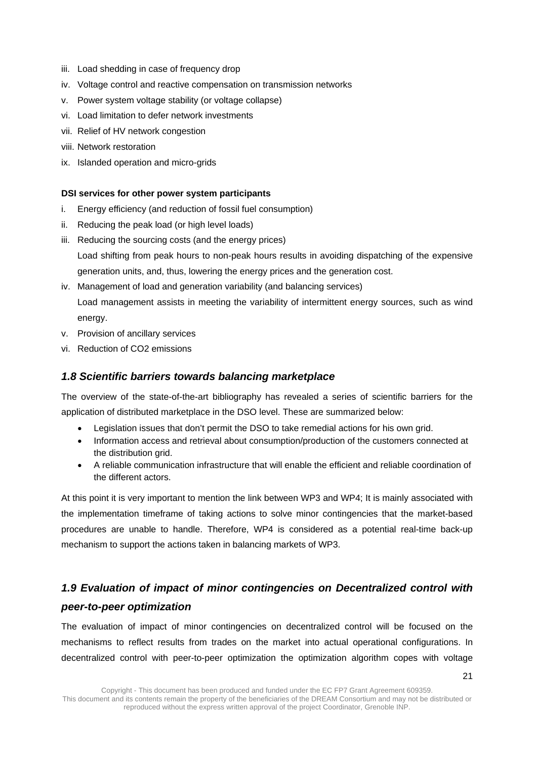iii. Load shedding in case of frequency drop

iv. Voltage control and reactive compensation on transmission networks

v. Power system voltage stability (or voltage collapse)

vi. Load limitation to defer network investments

vii. Relief of HV network congestion

viii. Network restoration

ix. Islanded operation and micro-grids

**DSI services for other power system participants**

i. Energy efficiency (and reduction of fossil fuel consumption)

ii. Reducing the peak load (or high level loads)

iii. Reducing the sourcing costs (and the energy prices)

   Load shifting from peak hours to non-peak hours results in avoiding dispatching of the expensive generation units, and, thus, lowering the energy prices and the generation cost.

iv. Management of load and generation variability (and balancing services)

   Load management assists in meeting the variability of intermittent energy sources, such as wind energy.

v. Provision of ancillary services

vi. Reduction of CO2 emissions

## *1.8 Scientific barriers towards balancing marketplace*

The overview of the state-of-the-art bibliography has revealed a series of scientific barriers for the application of distributed marketplace in the DSO level. These are summarized below:

- Legislation issues that don't permit the DSO to take remedial actions for his own grid.
- Information access and retrieval about consumption/production of the customers connected at the distribution grid.
- A reliable communication infrastructure that will enable the efficient and reliable coordination of the different actors.

At this point it is very important to mention the link between WP3 and WP4; It is mainly associated with the implementation timeframe of taking actions to solve minor contingencies that the market-based procedures are unable to handle. Therefore, WP4 is considered as a potential real-time back-up mechanism to support the actions taken in balancing markets of WP3.

## *1.9 Evaluation of impact of minor contingencies on Decentralized control with peer-to-peer optimization*

The evaluation of impact of minor contingencies on decentralized control will be focused on the mechanisms to reflect results from trades on the market into actual operational configurations. In decentralized control with peer-to-peer optimization the optimization algorithm copes with voltage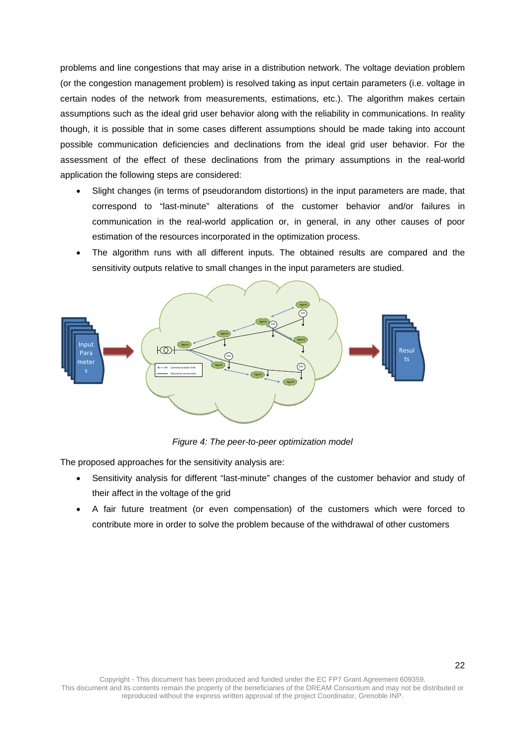problems and line congestions that may arise in a distribution network. The voltage deviation problem (or the congestion management problem) is resolved taking as input certain parameters (i.e. voltage in certain nodes of the network from measurements, estimations, etc.). The algorithm makes certain assumptions such as the ideal grid user behavior along with the reliability in communications. In reality though, it is possible that in some cases different assumptions should be made taking into account possible communication deficiencies and declinations from the ideal grid user behavior. For the assessment of the effect of these declinations from the primary assumptions in the real-world application the following steps are considered:

- Slight changes (in terms of pseudorandom distortions) in the input parameters are made, that correspond to "last-minute" alterations of the customer behavior and/or failures in communication in the real-world application or, in general, in any other causes of poor estimation of the resources incorporated in the optimization process.
- The algorithm runs with all different inputs. The obtained results are compared and the sensitivity outputs relative to small changes in the input parameters are studied.

Input Parameters

Agent

DG

Communication link

Electrical connection

Results

*Figure 4: The peer-to-peer optimization model*

The proposed approaches for the sensitivity analysis are:

- Sensitivity analysis for different "last-minute" changes of the customer behavior and study of their affect in the voltage of the grid
- A fair future treatment (or even compensation) of the customers which were forced to contribute more in order to solve the problem because of the withdrawal of other customers

Copyright - This document has been produced and funded under the EC FP7 Grant Agreement 609359. This document and its contents remain the property of the beneficiaries of the DREAM Consortium and may not be distributed or reproduced without the express written approval of the project Coordinator, Grenoble INP.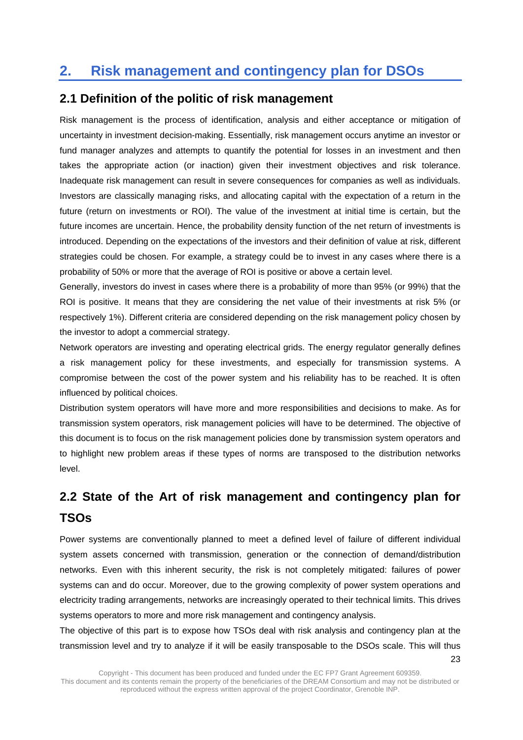# 2. Risk management and contingency plan for DSOs

## 2.1 Definition of the politic of risk management

Risk management is the process of identification, analysis and either acceptance or mitigation of uncertainty in investment decision-making. Essentially, risk management occurs anytime an investor or fund manager analyzes and attempts to quantify the potential for losses in an investment and then takes the appropriate action (or inaction) given their investment objectives and risk tolerance. Inadequate risk management can result in severe consequences for companies as well as individuals. Investors are classically managing risks, and allocating capital with the expectation of a return in the future (return on investments or ROI). The value of the investment at initial time is certain, but the future incomes are uncertain. Hence, the probability density function of the net return of investments is introduced. Depending on the expectations of the investors and their definition of value at risk, different strategies could be chosen. For example, a strategy could be to invest in any cases where there is a probability of 50% or more that the average of ROI is positive or above a certain level.

Generally, investors do invest in cases where there is a probability of more than 95% (or 99%) that the ROI is positive. It means that they are considering the net value of their investments at risk 5% (or respectively 1%). Different criteria are considered depending on the risk management policy chosen by the investor to adopt a commercial strategy.

Network operators are investing and operating electrical grids. The energy regulator generally defines a risk management policy for these investments, and especially for transmission systems. A compromise between the cost of the power system and his reliability has to be reached. It is often influenced by political choices.

Distribution system operators will have more and more responsibilities and decisions to make. As for transmission system operators, risk management policies will have to be determined. The objective of this document is to focus on the risk management policies done by transmission system operators and to highlight new problem areas if these types of norms are transposed to the distribution networks level.

## 2.2 State of the Art of risk management and contingency plan for TSOs

Power systems are conventionally planned to meet a defined level of failure of different individual system assets concerned with transmission, generation or the connection of demand/distribution networks. Even with this inherent security, the risk is not completely mitigated: failures of power systems can and do occur. Moreover, due to the growing complexity of power system operations and electricity trading arrangements, networks are increasingly operated to their technical limits. This drives systems operators to more and more risk management and contingency analysis.

The objective of this part is to expose how TSOs deal with risk analysis and contingency plan at the transmission level and try to analyze if it will be easily transposable to the DSOs scale. This will thus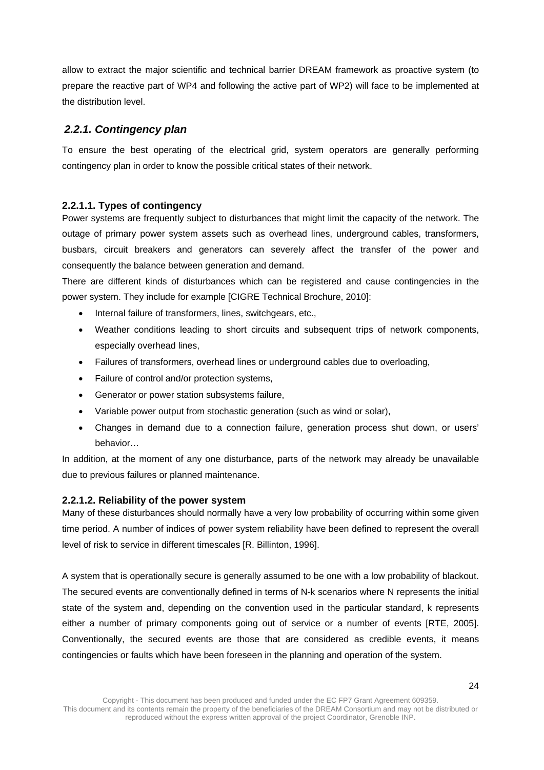allow to extract the major scientific and technical barrier DREAM framework as proactive system (to prepare the reactive part of WP4 and following the active part of WP2) will face to be implemented at the distribution level.

### *2.2.1. Contingency plan*

To ensure the best operating of the electrical grid, system operators are generally performing contingency plan in order to know the possible critical states of their network.

#### 2.2.1.1. Types of contingency

Power systems are frequently subject to disturbances that might limit the capacity of the network. The outage of primary power system assets such as overhead lines, underground cables, transformers, busbars, circuit breakers and generators can severely affect the transfer of the power and consequently the balance between generation and demand.

There are different kinds of disturbances which can be registered and cause contingencies in the power system. They include for example [CIGRE Technical Brochure, 2010]:

- Internal failure of transformers, lines, switchgears, etc.,
- Weather conditions leading to short circuits and subsequent trips of network components, especially overhead lines,
- Failures of transformers, overhead lines or underground cables due to overloading,
- Failure of control and/or protection systems,
- Generator or power station subsystems failure,
- Variable power output from stochastic generation (such as wind or solar),
- Changes in demand due to a connection failure, generation process shut down, or users' behavior…

In addition, at the moment of any one disturbance, parts of the network may already be unavailable due to previous failures or planned maintenance.

#### 2.2.1.2. Reliability of the power system

Many of these disturbances should normally have a very low probability of occurring within some given time period. A number of indices of power system reliability have been defined to represent the overall level of risk to service in different timescales [R. Billinton, 1996].

A system that is operationally secure is generally assumed to be one with a low probability of blackout. The secured events are conventionally defined in terms of N-k scenarios where N represents the initial state of the system and, depending on the convention used in the particular standard, k represents either a number of primary components going out of service or a number of events [RTE, 2005]. Conventionally, the secured events are those that are considered as credible events, it means contingencies or faults which have been foreseen in the planning and operation of the system.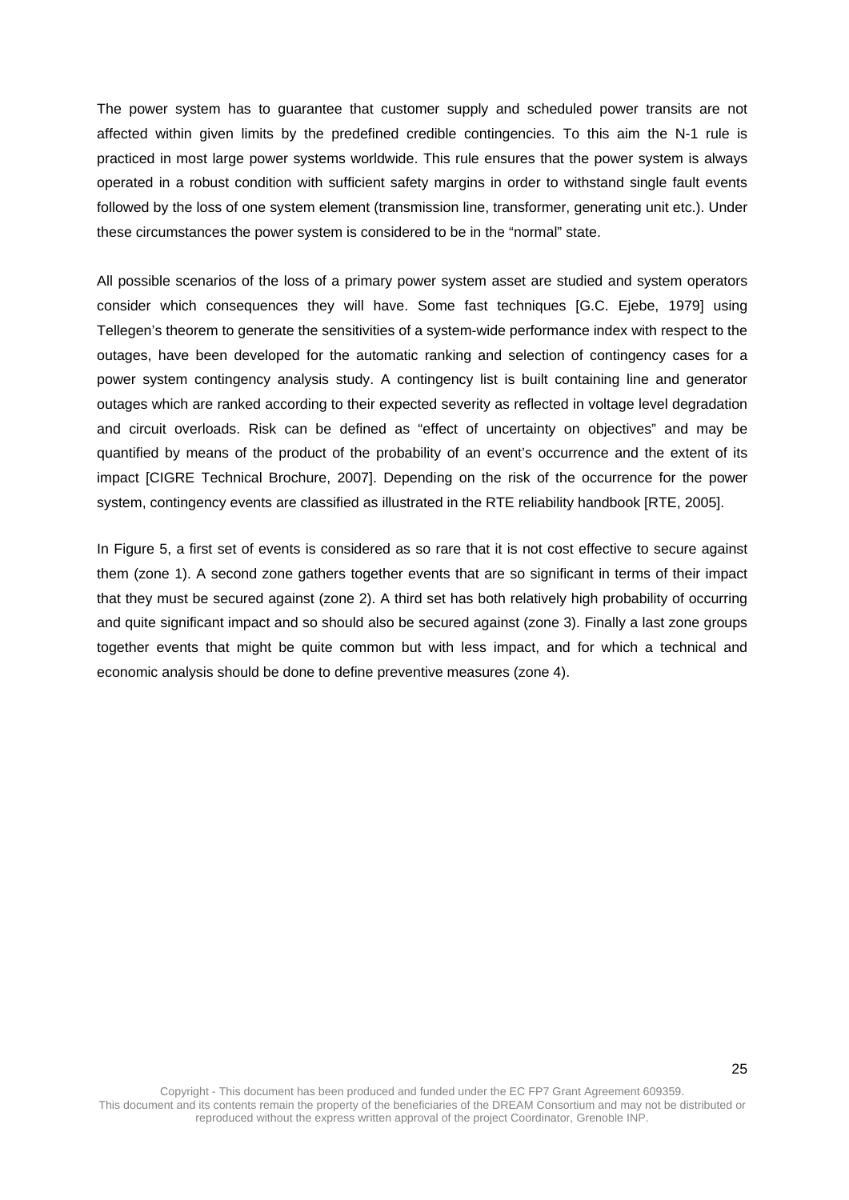The power system has to guarantee that customer supply and scheduled power transits are not affected within given limits by the predefined credible contingencies. To this aim the N-1 rule is practiced in most large power systems worldwide. This rule ensures that the power system is always operated in a robust condition with sufficient safety margins in order to withstand single fault events followed by the loss of one system element (transmission line, transformer, generating unit etc.). Under these circumstances the power system is considered to be in the “normal” state.

All possible scenarios of the loss of a primary power system asset are studied and system operators consider which consequences they will have. Some fast techniques [G.C. Ejebe, 1979] using Tellegen’s theorem to generate the sensitivities of a system-wide performance index with respect to the outages, have been developed for the automatic ranking and selection of contingency cases for a power system contingency analysis study. A contingency list is built containing line and generator outages which are ranked according to their expected severity as reflected in voltage level degradation and circuit overloads. Risk can be defined as “effect of uncertainty on objectives” and may be quantified by means of the product of the probability of an event’s occurrence and the extent of its impact [CIGRE Technical Brochure, 2007]. Depending on the risk of the occurrence for the power system, contingency events are classified as illustrated in the RTE reliability handbook [RTE, 2005].

In Figure 5, a first set of events is considered as so rare that it is not cost effective to secure against them (zone 1). A second zone gathers together events that are so significant in terms of their impact that they must be secured against (zone 2). A third set has both relatively high probability of occurring and quite significant impact and so should also be secured against (zone 3). Finally a last zone groups together events that might be quite common but with less impact, and for which a technical and economic analysis should be done to define preventive measures (zone 4).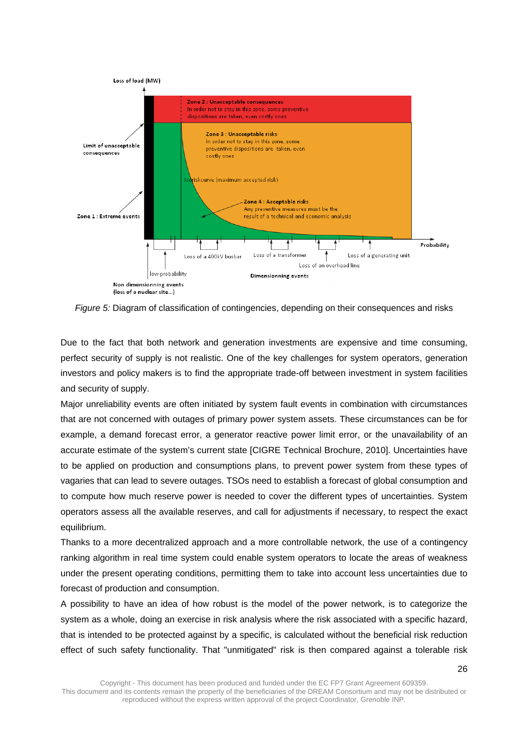Loss of load (MW)

Zone 2 : Unacceptable consequences
In order not to stay in this zone, some preventive dispositions are taken, even costly ones

Zone 3 : Unacceptable risks
In order not to stay in this zone, some preventive dispositions are taken, even costly ones

Isoriskcurve (maximum accepted risk)

Zone 4 : Acceptable risks
Any preventive measures must be the result of a technical and economic analysis

Limit of unacceptable consequences

Zone 1 : Extreme events

Probability

Loss of a 400kV busbar

Loss of a transformer

Loss of a generating unit

Loss of an overhead line

low probability

Dimensionning events

Non dimensionning events (loss of a nuclear site...)

*Figure 5:* Diagram of classification of contingencies, depending on their consequences and risks

Due to the fact that both network and generation investments are expensive and time consuming, perfect security of supply is not realistic. One of the key challenges for system operators, generation investors and policy makers is to find the appropriate trade-off between investment in system facilities and security of supply.

Major unreliability events are often initiated by system fault events in combination with circumstances that are not concerned with outages of primary power system assets. These circumstances can be for example, a demand forecast error, a generator reactive power limit error, or the unavailability of an accurate estimate of the system's current state [CIGRE Technical Brochure, 2010]. Uncertainties have to be applied on production and consumptions plans, to prevent power system from these types of vagaries that can lead to severe outages. TSOs need to establish a forecast of global consumption and to compute how much reserve power is needed to cover the different types of uncertainties. System operators assess all the available reserves, and call for adjustments if necessary, to respect the exact equilibrium.

Thanks to a more decentralized approach and a more controllable network, the use of a contingency ranking algorithm in real time system could enable system operators to locate the areas of weakness under the present operating conditions, permitting them to take into account less uncertainties due to forecast of production and consumption.

A possibility to have an idea of how robust is the model of the power network, is to categorize the system as a whole, doing an exercise in risk analysis where the risk associated with a specific hazard, that is intended to be protected against by a specific, is calculated without the beneficial risk reduction effect of such safety functionality. That "unmitigated" risk is then compared against a tolerable risk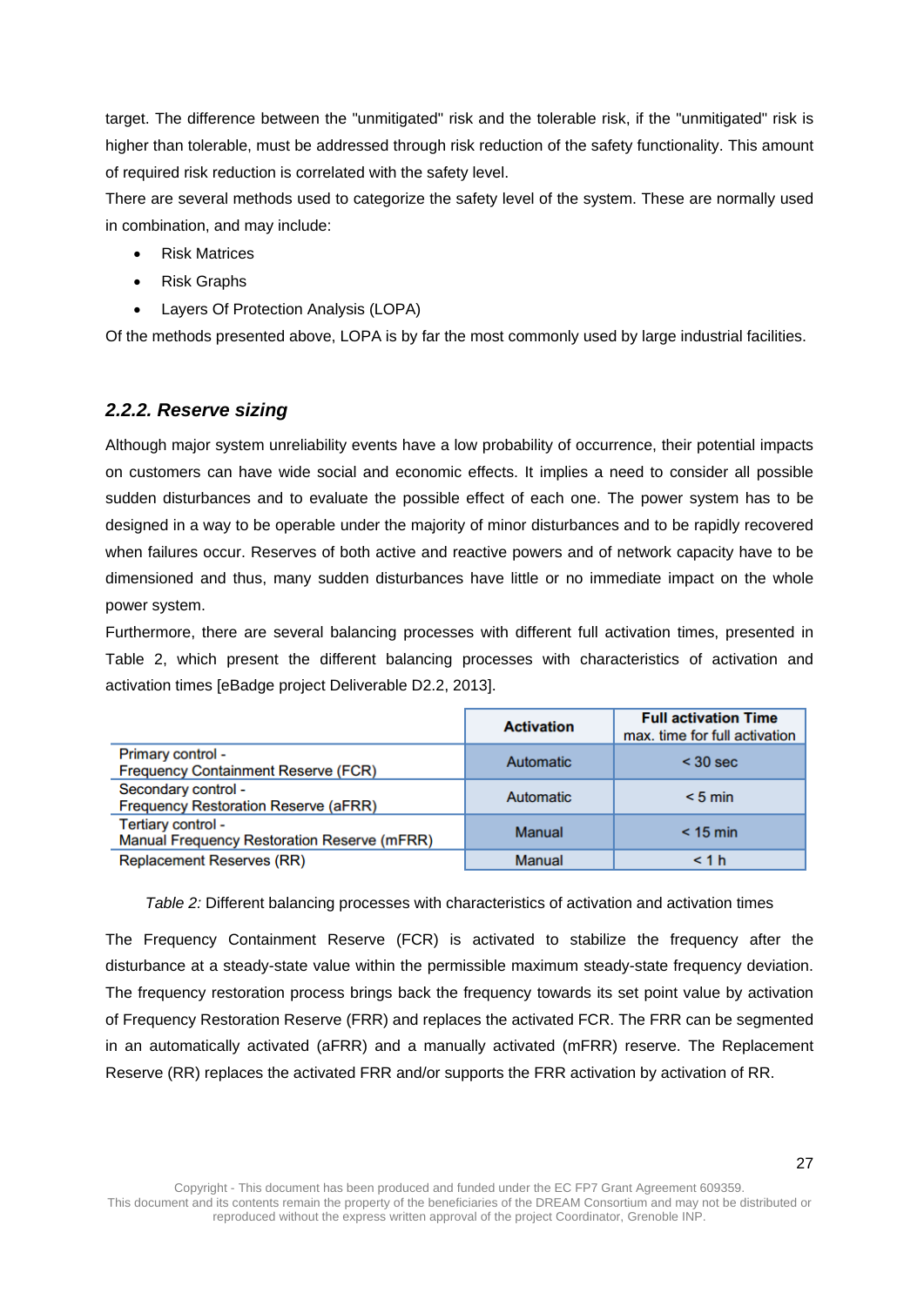target. The difference between the "unmitigated" risk and the tolerable risk, if the "unmitigated" risk is higher than tolerable, must be addressed through risk reduction of the safety functionality. This amount of required risk reduction is correlated with the safety level.

There are several methods used to categorize the safety level of the system. These are normally used in combination, and may include:

- Risk Matrices
- Risk Graphs
- Layers Of Protection Analysis (LOPA)

Of the methods presented above, LOPA is by far the most commonly used by large industrial facilities.

### *2.2.2. Reserve sizing*

Although major system unreliability events have a low probability of occurrence, their potential impacts on customers can have wide social and economic effects. It implies a need to consider all possible sudden disturbances and to evaluate the possible effect of each one. The power system has to be designed in a way to be operable under the majority of minor disturbances and to be rapidly recovered when failures occur. Reserves of both active and reactive powers and of network capacity have to be dimensioned and thus, many sudden disturbances have little or no immediate impact on the whole power system.

Furthermore, there are several balancing processes with different full activation times, presented in Table 2, which present the different balancing processes with characteristics of activation and activation times [eBadge project Deliverable D2.2, 2013].

| | **Activation** | **Full activation Time** max. time for full activation |
|---|---|---|
| Primary control - Frequency Containment Reserve (FCR) | Automatic | < 30 sec |
| Secondary control - Frequency Restoration Reserve (aFRR) | Automatic | < 5 min |
| Tertiary control - Manual Frequency Restoration Reserve (mFRR) | Manual | < 15 min |
| Replacement Reserves (RR) | Manual | < 1 h |

*Table 2:* Different balancing processes with characteristics of activation and activation times

The Frequency Containment Reserve (FCR) is activated to stabilize the frequency after the disturbance at a steady-state value within the permissible maximum steady-state frequency deviation. The frequency restoration process brings back the frequency towards its set point value by activation of Frequency Restoration Reserve (FRR) and replaces the activated FCR. The FRR can be segmented in an automatically activated (aFRR) and a manually activated (mFRR) reserve. The Replacement Reserve (RR) replaces the activated FRR and/or supports the FRR activation by activation of RR.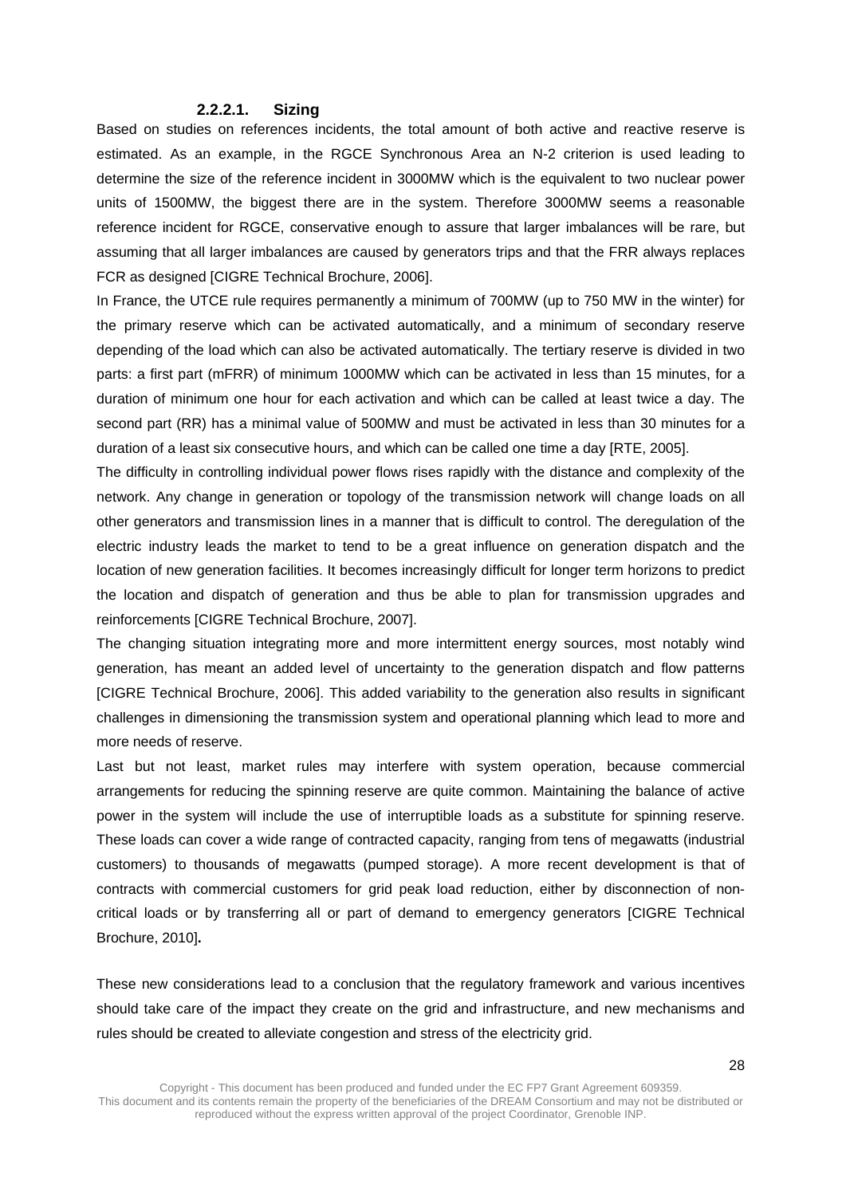#### 2.2.2.1. Sizing

Based on studies on references incidents, the total amount of both active and reactive reserve is estimated. As an example, in the RGCE Synchronous Area an N-2 criterion is used leading to determine the size of the reference incident in 3000MW which is the equivalent to two nuclear power units of 1500MW, the biggest there are in the system. Therefore 3000MW seems a reasonable reference incident for RGCE, conservative enough to assure that larger imbalances will be rare, but assuming that all larger imbalances are caused by generators trips and that the FRR always replaces FCR as designed [CIGRE Technical Brochure, 2006].

In France, the UTCE rule requires permanently a minimum of 700MW (up to 750 MW in the winter) for the primary reserve which can be activated automatically, and a minimum of secondary reserve depending of the load which can also be activated automatically. The tertiary reserve is divided in two parts: a first part (mFRR) of minimum 1000MW which can be activated in less than 15 minutes, for a duration of minimum one hour for each activation and which can be called at least twice a day. The second part (RR) has a minimal value of 500MW and must be activated in less than 30 minutes for a duration of a least six consecutive hours, and which can be called one time a day [RTE, 2005].

The difficulty in controlling individual power flows rises rapidly with the distance and complexity of the network. Any change in generation or topology of the transmission network will change loads on all other generators and transmission lines in a manner that is difficult to control. The deregulation of the electric industry leads the market to tend to be a great influence on generation dispatch and the location of new generation facilities. It becomes increasingly difficult for longer term horizons to predict the location and dispatch of generation and thus be able to plan for transmission upgrades and reinforcements [CIGRE Technical Brochure, 2007].

The changing situation integrating more and more intermittent energy sources, most notably wind generation, has meant an added level of uncertainty to the generation dispatch and flow patterns [CIGRE Technical Brochure, 2006]. This added variability to the generation also results in significant challenges in dimensioning the transmission system and operational planning which lead to more and more needs of reserve.

Last but not least, market rules may interfere with system operation, because commercial arrangements for reducing the spinning reserve are quite common. Maintaining the balance of active power in the system will include the use of interruptible loads as a substitute for spinning reserve. These loads can cover a wide range of contracted capacity, ranging from tens of megawatts (industrial customers) to thousands of megawatts (pumped storage). A more recent development is that of contracts with commercial customers for grid peak load reduction, either by disconnection of non-critical loads or by transferring all or part of demand to emergency generators [CIGRE Technical Brochure, 2010]**.**

These new considerations lead to a conclusion that the regulatory framework and various incentives should take care of the impact they create on the grid and infrastructure, and new mechanisms and rules should be created to alleviate congestion and stress of the electricity grid.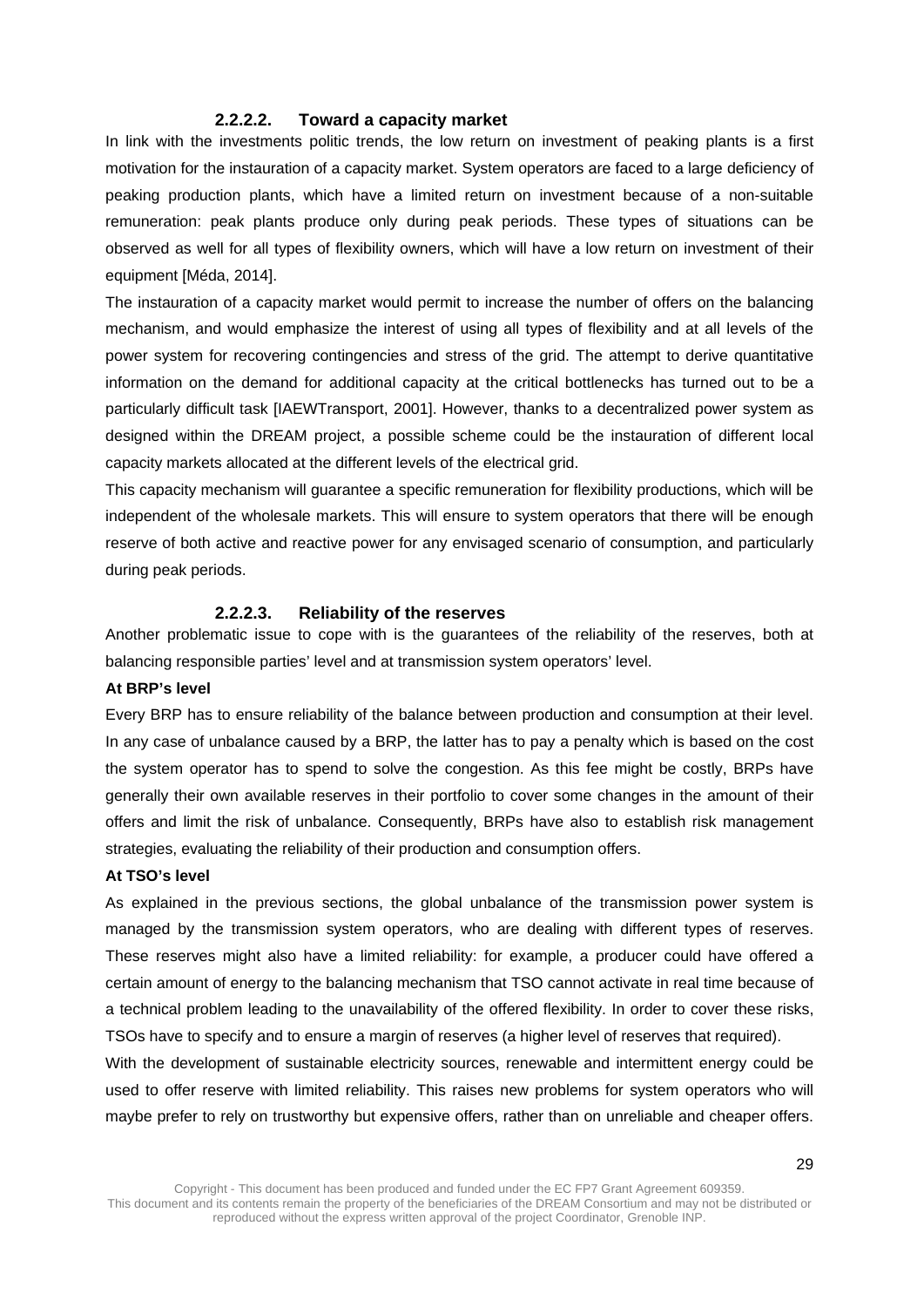#### 2.2.2.2. Toward a capacity market

In link with the investments politic trends, the low return on investment of peaking plants is a first motivation for the instauration of a capacity market. System operators are faced to a large deficiency of peaking production plants, which have a limited return on investment because of a non-suitable remuneration: peak plants produce only during peak periods. These types of situations can be observed as well for all types of flexibility owners, which will have a low return on investment of their equipment [Méda, 2014].

The instauration of a capacity market would permit to increase the number of offers on the balancing mechanism, and would emphasize the interest of using all types of flexibility and at all levels of the power system for recovering contingencies and stress of the grid. The attempt to derive quantitative information on the demand for additional capacity at the critical bottlenecks has turned out to be a particularly difficult task [IAEWTransport, 2001]. However, thanks to a decentralized power system as designed within the DREAM project, a possible scheme could be the instauration of different local capacity markets allocated at the different levels of the electrical grid.

This capacity mechanism will guarantee a specific remuneration for flexibility productions, which will be independent of the wholesale markets. This will ensure to system operators that there will be enough reserve of both active and reactive power for any envisaged scenario of consumption, and particularly during peak periods.

#### 2.2.2.3. Reliability of the reserves

Another problematic issue to cope with is the guarantees of the reliability of the reserves, both at balancing responsible parties' level and at transmission system operators' level.

**At BRP's level**

Every BRP has to ensure reliability of the balance between production and consumption at their level. In any case of unbalance caused by a BRP, the latter has to pay a penalty which is based on the cost the system operator has to spend to solve the congestion. As this fee might be costly, BRPs have generally their own available reserves in their portfolio to cover some changes in the amount of their offers and limit the risk of unbalance. Consequently, BRPs have also to establish risk management strategies, evaluating the reliability of their production and consumption offers.

**At TSO's level**

As explained in the previous sections, the global unbalance of the transmission power system is managed by the transmission system operators, who are dealing with different types of reserves. These reserves might also have a limited reliability: for example, a producer could have offered a certain amount of energy to the balancing mechanism that TSO cannot activate in real time because of a technical problem leading to the unavailability of the offered flexibility. In order to cover these risks, TSOs have to specify and to ensure a margin of reserves (a higher level of reserves that required).

With the development of sustainable electricity sources, renewable and intermittent energy could be used to offer reserve with limited reliability. This raises new problems for system operators who will maybe prefer to rely on trustworthy but expensive offers, rather than on unreliable and cheaper offers.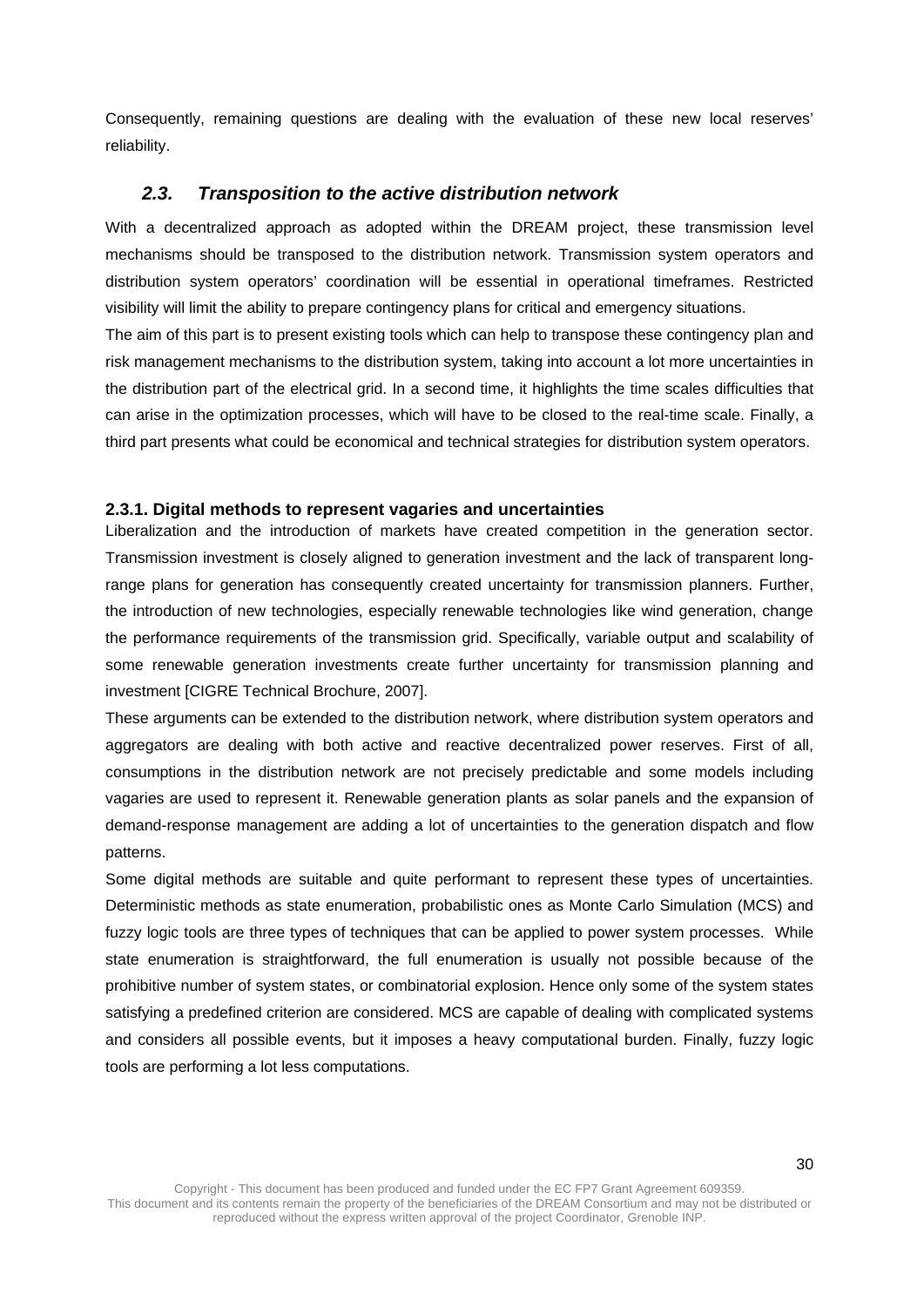Consequently, remaining questions are dealing with the evaluation of these new local reserves' reliability.

## *2.3. Transposition to the active distribution network*

With a decentralized approach as adopted within the DREAM project, these transmission level mechanisms should be transposed to the distribution network. Transmission system operators and distribution system operators' coordination will be essential in operational timeframes. Restricted visibility will limit the ability to prepare contingency plans for critical and emergency situations.

The aim of this part is to present existing tools which can help to transpose these contingency plan and risk management mechanisms to the distribution system, taking into account a lot more uncertainties in the distribution part of the electrical grid. In a second time, it highlights the time scales difficulties that can arise in the optimization processes, which will have to be closed to the real-time scale. Finally, a third part presents what could be economical and technical strategies for distribution system operators.

### 2.3.1. Digital methods to represent vagaries and uncertainties

Liberalization and the introduction of markets have created competition in the generation sector. Transmission investment is closely aligned to generation investment and the lack of transparent long-range plans for generation has consequently created uncertainty for transmission planners. Further, the introduction of new technologies, especially renewable technologies like wind generation, change the performance requirements of the transmission grid. Specifically, variable output and scalability of some renewable generation investments create further uncertainty for transmission planning and investment [CIGRE Technical Brochure, 2007].

These arguments can be extended to the distribution network, where distribution system operators and aggregators are dealing with both active and reactive decentralized power reserves. First of all, consumptions in the distribution network are not precisely predictable and some models including vagaries are used to represent it. Renewable generation plants as solar panels and the expansion of demand-response management are adding a lot of uncertainties to the generation dispatch and flow patterns.

Some digital methods are suitable and quite performant to represent these types of uncertainties. Deterministic methods as state enumeration, probabilistic ones as Monte Carlo Simulation (MCS) and fuzzy logic tools are three types of techniques that can be applied to power system processes. While state enumeration is straightforward, the full enumeration is usually not possible because of the prohibitive number of system states, or combinatorial explosion. Hence only some of the system states satisfying a predefined criterion are considered. MCS are capable of dealing with complicated systems and considers all possible events, but it imposes a heavy computational burden. Finally, fuzzy logic tools are performing a lot less computations.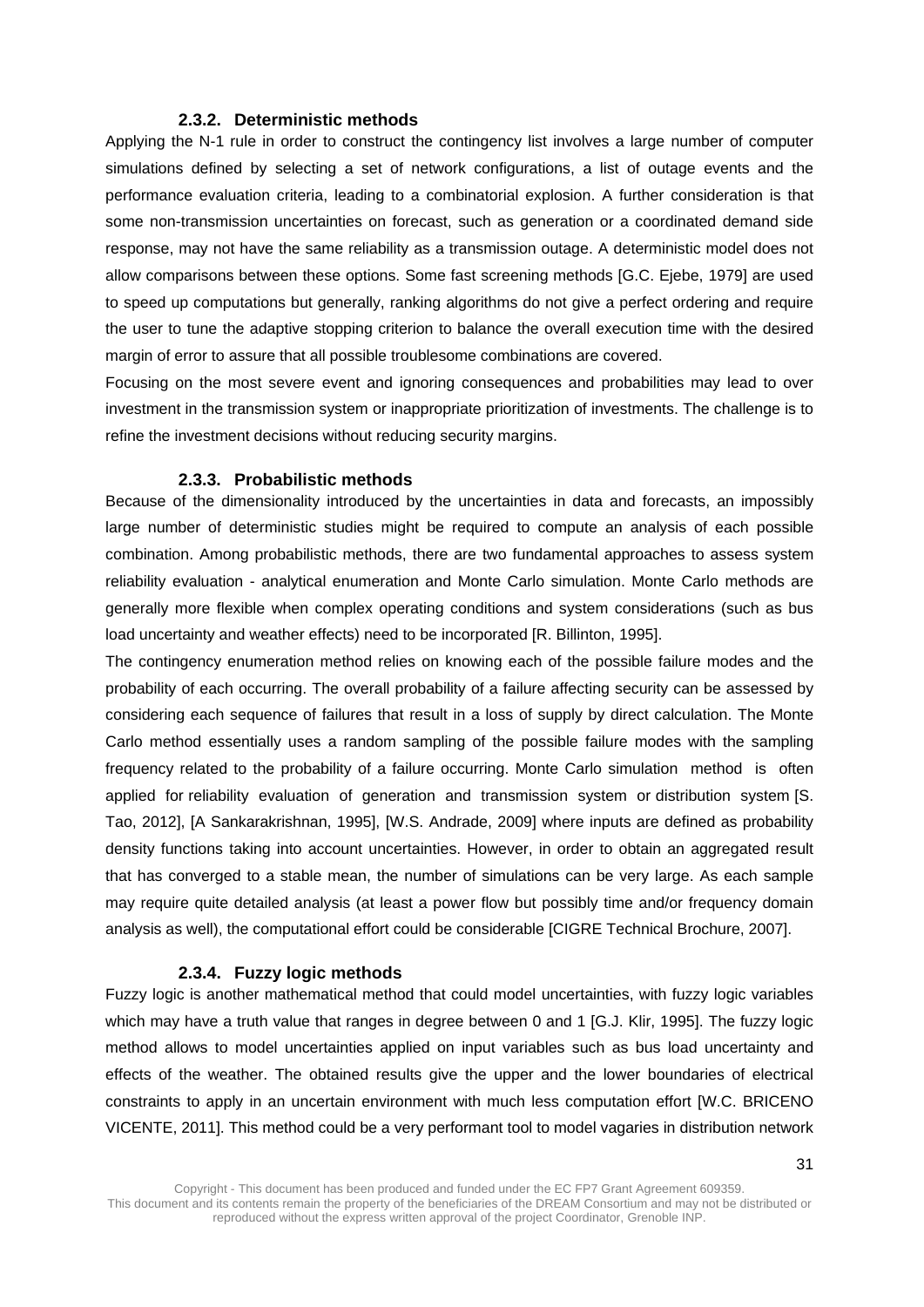### 2.3.2. Deterministic methods

Applying the N-1 rule in order to construct the contingency list involves a large number of computer simulations defined by selecting a set of network configurations, a list of outage events and the performance evaluation criteria, leading to a combinatorial explosion. A further consideration is that some non-transmission uncertainties on forecast, such as generation or a coordinated demand side response, may not have the same reliability as a transmission outage. A deterministic model does not allow comparisons between these options. Some fast screening methods [G.C. Ejebe, 1979] are used to speed up computations but generally, ranking algorithms do not give a perfect ordering and require the user to tune the adaptive stopping criterion to balance the overall execution time with the desired margin of error to assure that all possible troublesome combinations are covered.

Focusing on the most severe event and ignoring consequences and probabilities may lead to over investment in the transmission system or inappropriate prioritization of investments. The challenge is to refine the investment decisions without reducing security margins.

### 2.3.3. Probabilistic methods

Because of the dimensionality introduced by the uncertainties in data and forecasts, an impossibly large number of deterministic studies might be required to compute an analysis of each possible combination. Among probabilistic methods, there are two fundamental approaches to assess system reliability evaluation - analytical enumeration and Monte Carlo simulation. Monte Carlo methods are generally more flexible when complex operating conditions and system considerations (such as bus load uncertainty and weather effects) need to be incorporated [R. Billinton, 1995].

The contingency enumeration method relies on knowing each of the possible failure modes and the probability of each occurring. The overall probability of a failure affecting security can be assessed by considering each sequence of failures that result in a loss of supply by direct calculation. The Monte Carlo method essentially uses a random sampling of the possible failure modes with the sampling frequency related to the probability of a failure occurring. Monte Carlo simulation method is often applied for reliability evaluation of generation and transmission system or distribution system [S. Tao, 2012], [A Sankarakrishnan, 1995], [W.S. Andrade, 2009] where inputs are defined as probability density functions taking into account uncertainties. However, in order to obtain an aggregated result that has converged to a stable mean, the number of simulations can be very large. As each sample may require quite detailed analysis (at least a power flow but possibly time and/or frequency domain analysis as well), the computational effort could be considerable [CIGRE Technical Brochure, 2007].

### 2.3.4. Fuzzy logic methods

Fuzzy logic is another mathematical method that could model uncertainties, with fuzzy logic variables which may have a truth value that ranges in degree between 0 and 1 [G.J. Klir, 1995]. The fuzzy logic method allows to model uncertainties applied on input variables such as bus load uncertainty and effects of the weather. The obtained results give the upper and the lower boundaries of electrical constraints to apply in an uncertain environment with much less computation effort [W.C. BRICENO VICENTE, 2011]. This method could be a very performant tool to model vagaries in distribution network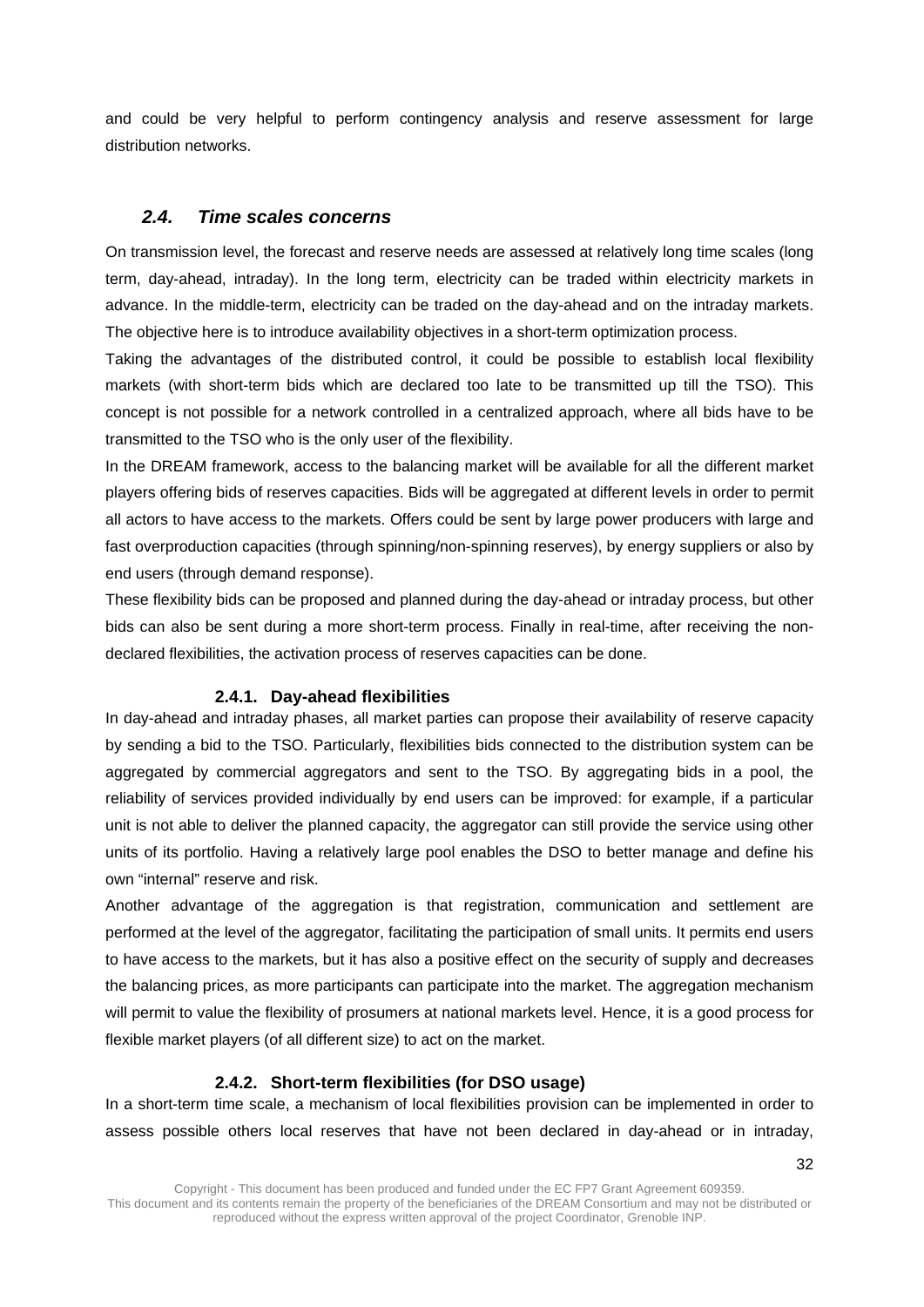and could be very helpful to perform contingency analysis and reserve assessment for large distribution networks.

## *2.4. Time scales concerns*

On transmission level, the forecast and reserve needs are assessed at relatively long time scales (long term, day-ahead, intraday). In the long term, electricity can be traded within electricity markets in advance. In the middle-term, electricity can be traded on the day-ahead and on the intraday markets. The objective here is to introduce availability objectives in a short-term optimization process.

Taking the advantages of the distributed control, it could be possible to establish local flexibility markets (with short-term bids which are declared too late to be transmitted up till the TSO). This concept is not possible for a network controlled in a centralized approach, where all bids have to be transmitted to the TSO who is the only user of the flexibility.

In the DREAM framework, access to the balancing market will be available for all the different market players offering bids of reserves capacities. Bids will be aggregated at different levels in order to permit all actors to have access to the markets. Offers could be sent by large power producers with large and fast overproduction capacities (through spinning/non-spinning reserves), by energy suppliers or also by end users (through demand response).

These flexibility bids can be proposed and planned during the day-ahead or intraday process, but other bids can also be sent during a more short-term process. Finally in real-time, after receiving the non-declared flexibilities, the activation process of reserves capacities can be done.

### 2.4.1. Day-ahead flexibilities

In day-ahead and intraday phases, all market parties can propose their availability of reserve capacity by sending a bid to the TSO. Particularly, flexibilities bids connected to the distribution system can be aggregated by commercial aggregators and sent to the TSO. By aggregating bids in a pool, the reliability of services provided individually by end users can be improved: for example, if a particular unit is not able to deliver the planned capacity, the aggregator can still provide the service using other units of its portfolio. Having a relatively large pool enables the DSO to better manage and define his own “internal” reserve and risk.

Another advantage of the aggregation is that registration, communication and settlement are performed at the level of the aggregator, facilitating the participation of small units. It permits end users to have access to the markets, but it has also a positive effect on the security of supply and decreases the balancing prices, as more participants can participate into the market. The aggregation mechanism will permit to value the flexibility of prosumers at national markets level. Hence, it is a good process for flexible market players (of all different size) to act on the market.

### 2.4.2. Short-term flexibilities (for DSO usage)

In a short-term time scale, a mechanism of local flexibilities provision can be implemented in order to assess possible others local reserves that have not been declared in day-ahead or in intraday,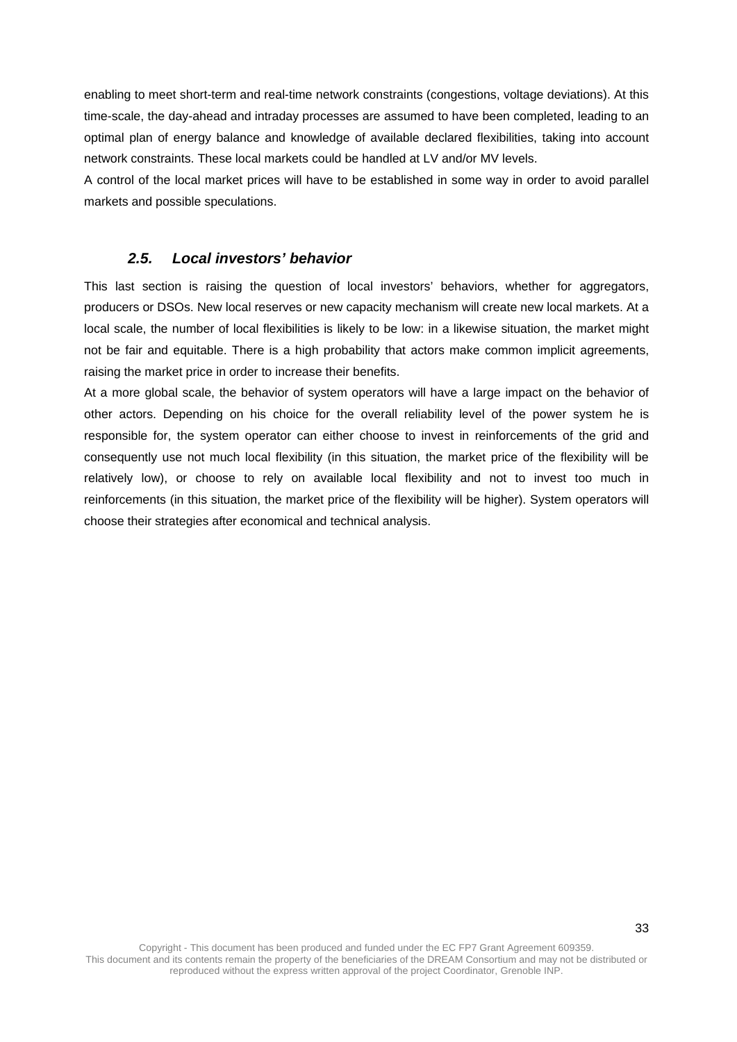enabling to meet short-term and real-time network constraints (congestions, voltage deviations). At this time-scale, the day-ahead and intraday processes are assumed to have been completed, leading to an optimal plan of energy balance and knowledge of available declared flexibilities, taking into account network constraints. These local markets could be handled at LV and/or MV levels.

A control of the local market prices will have to be established in some way in order to avoid parallel markets and possible speculations.

## *2.5. Local investors' behavior*

This last section is raising the question of local investors' behaviors, whether for aggregators, producers or DSOs. New local reserves or new capacity mechanism will create new local markets. At a local scale, the number of local flexibilities is likely to be low: in a likewise situation, the market might not be fair and equitable. There is a high probability that actors make common implicit agreements, raising the market price in order to increase their benefits.

At a more global scale, the behavior of system operators will have a large impact on the behavior of other actors. Depending on his choice for the overall reliability level of the power system he is responsible for, the system operator can either choose to invest in reinforcements of the grid and consequently use not much local flexibility (in this situation, the market price of the flexibility will be relatively low), or choose to rely on available local flexibility and not to invest too much in reinforcements (in this situation, the market price of the flexibility will be higher). System operators will choose their strategies after economical and technical analysis.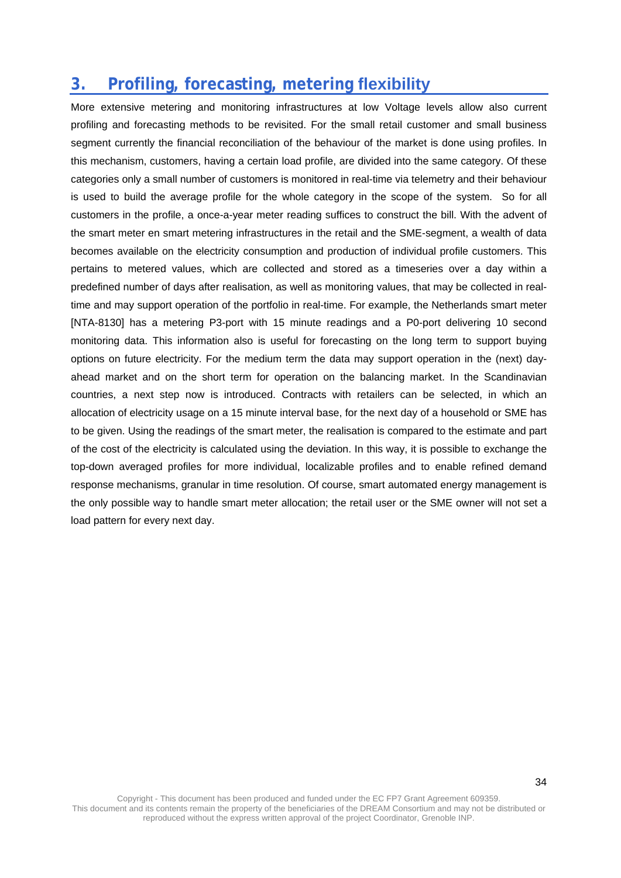# 3. Profiling, forecasting, metering flexibility

More extensive metering and monitoring infrastructures at low Voltage levels allow also current profiling and forecasting methods to be revisited. For the small retail customer and small business segment currently the financial reconciliation of the behaviour of the market is done using profiles. In this mechanism, customers, having a certain load profile, are divided into the same category. Of these categories only a small number of customers is monitored in real-time via telemetry and their behaviour is used to build the average profile for the whole category in the scope of the system. So for all customers in the profile, a once-a-year meter reading suffices to construct the bill. With the advent of the smart meter en smart metering infrastructures in the retail and the SME-segment, a wealth of data becomes available on the electricity consumption and production of individual profile customers. This pertains to metered values, which are collected and stored as a timeseries over a day within a predefined number of days after realisation, as well as monitoring values, that may be collected in real-time and may support operation of the portfolio in real-time. For example, the Netherlands smart meter [NTA-8130] has a metering P3-port with 15 minute readings and a P0-port delivering 10 second monitoring data. This information also is useful for forecasting on the long term to support buying options on future electricity. For the medium term the data may support operation in the (next) day-ahead market and on the short term for operation on the balancing market. In the Scandinavian countries, a next step now is introduced. Contracts with retailers can be selected, in which an allocation of electricity usage on a 15 minute interval base, for the next day of a household or SME has to be given. Using the readings of the smart meter, the realisation is compared to the estimate and part of the cost of the electricity is calculated using the deviation. In this way, it is possible to exchange the top-down averaged profiles for more individual, localizable profiles and to enable refined demand response mechanisms, granular in time resolution. Of course, smart automated energy management is the only possible way to handle smart meter allocation; the retail user or the SME owner will not set a load pattern for every next day.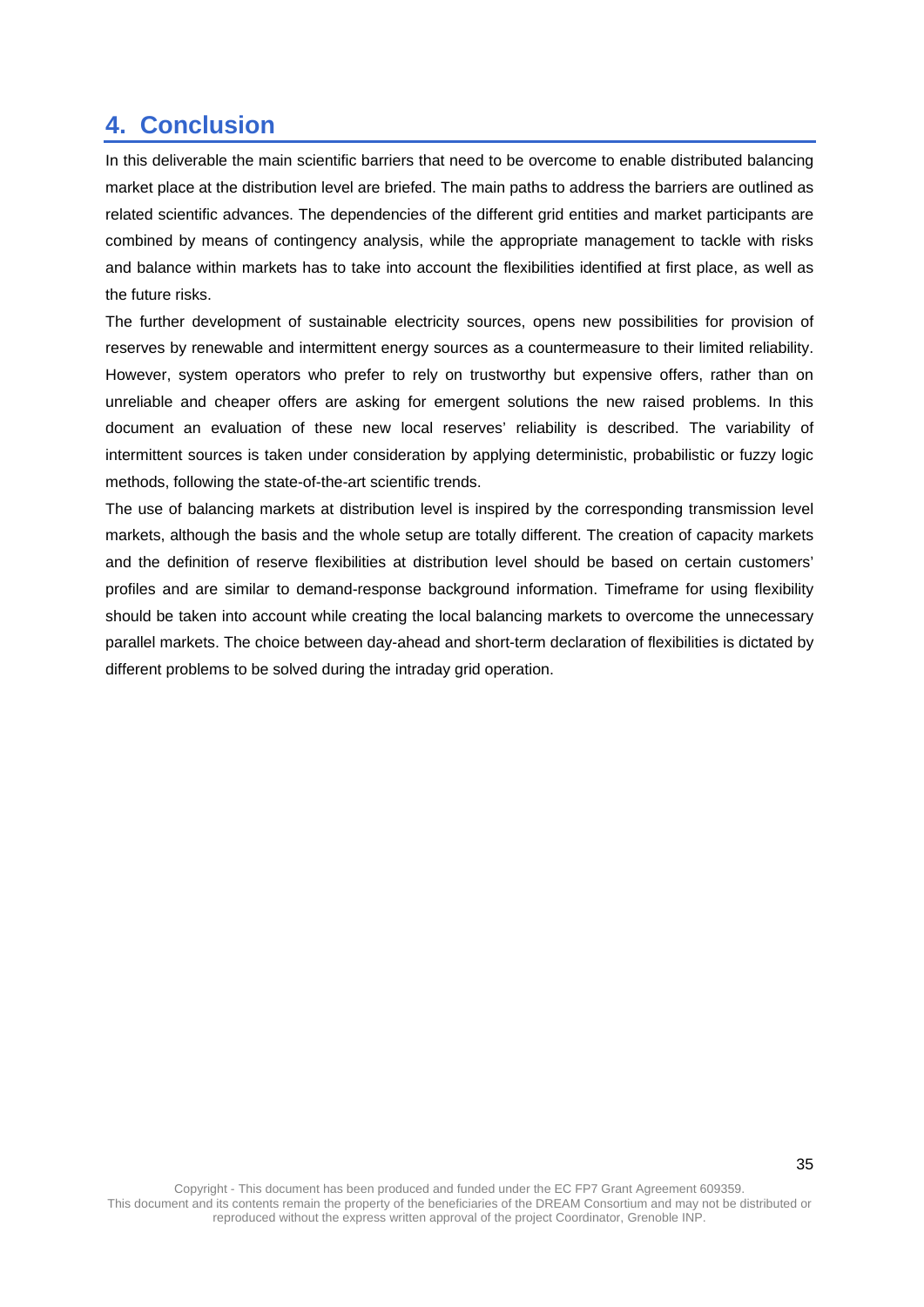# 4. Conclusion

In this deliverable the main scientific barriers that need to be overcome to enable distributed balancing market place at the distribution level are briefed. The main paths to address the barriers are outlined as related scientific advances. The dependencies of the different grid entities and market participants are combined by means of contingency analysis, while the appropriate management to tackle with risks and balance within markets has to take into account the flexibilities identified at first place, as well as the future risks.

The further development of sustainable electricity sources, opens new possibilities for provision of reserves by renewable and intermittent energy sources as a countermeasure to their limited reliability. However, system operators who prefer to rely on trustworthy but expensive offers, rather than on unreliable and cheaper offers are asking for emergent solutions the new raised problems. In this document an evaluation of these new local reserves' reliability is described. The variability of intermittent sources is taken under consideration by applying deterministic, probabilistic or fuzzy logic methods, following the state-of-the-art scientific trends.

The use of balancing markets at distribution level is inspired by the corresponding transmission level markets, although the basis and the whole setup are totally different. The creation of capacity markets and the definition of reserve flexibilities at distribution level should be based on certain customers' profiles and are similar to demand-response background information. Timeframe for using flexibility should be taken into account while creating the local balancing markets to overcome the unnecessary parallel markets. The choice between day-ahead and short-term declaration of flexibilities is dictated by different problems to be solved during the intraday grid operation.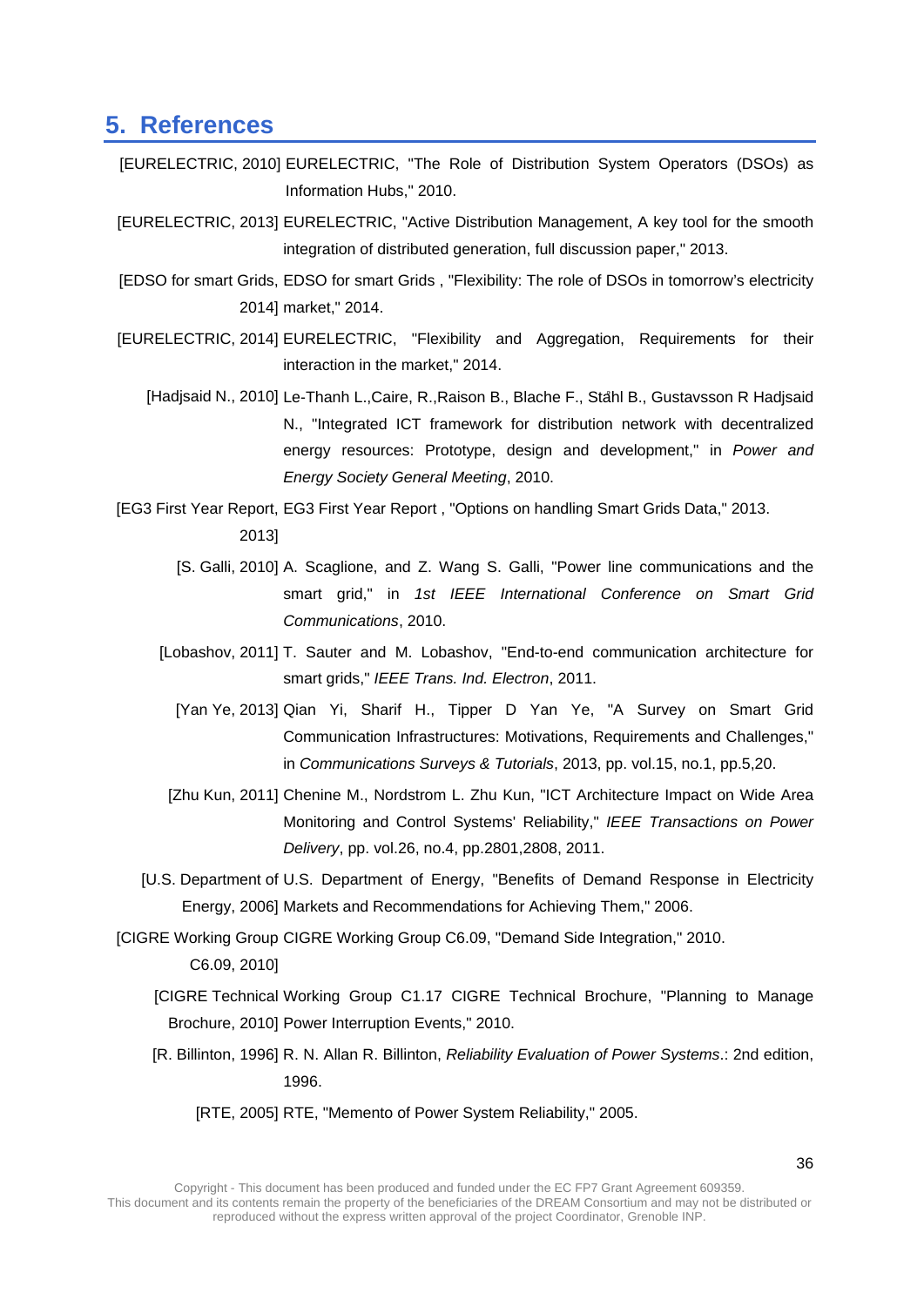# 5. References

[EURELECTRIC, 2010] EURELECTRIC, "The Role of Distribution System Operators (DSOs) as Information Hubs," 2010.

[EURELECTRIC, 2013] EURELECTRIC, "Active Distribution Management, A key tool for the smooth integration of distributed generation, full discussion paper," 2013.

[EDSO for smart Grids, 2014] EDSO for smart Grids , "Flexibility: The role of DSOs in tomorrow's electricity market," 2014.

[EURELECTRIC, 2014] EURELECTRIC, "Flexibility and Aggregation, Requirements for their interaction in the market," 2014.

[Hadjsaid N., 2010] Le-Thanh L.,Caire, R.,Raison B., Blache F., Ståhl B., Gustavsson R Hadjsaid N., "Integrated ICT framework for distribution network with decentralized energy resources: Prototype, design and development," in *Power and Energy Society General Meeting*, 2010.

[EG3 First Year Report, 2013] EG3 First Year Report , "Options on handling Smart Grids Data," 2013.

[S. Galli, 2010] A. Scaglione, and Z. Wang S. Galli, "Power line communications and the smart grid," in *1st IEEE International Conference on Smart Grid Communications*, 2010.

[Lobashov, 2011] T. Sauter and M. Lobashov, "End-to-end communication architecture for smart grids," *IEEE Trans. Ind. Electron*, 2011.

[Yan Ye, 2013] Qian Yi, Sharif H., Tipper D Yan Ye, "A Survey on Smart Grid Communication Infrastructures: Motivations, Requirements and Challenges," in *Communications Surveys & Tutorials*, 2013, pp. vol.15, no.1, pp.5,20.

[Zhu Kun, 2011] Chenine M., Nordstrom L. Zhu Kun, "ICT Architecture Impact on Wide Area Monitoring and Control Systems' Reliability," *IEEE Transactions on Power Delivery*, pp. vol.26, no.4, pp.2801,2808, 2011.

[U.S. Department of Energy, 2006] U.S. Department of Energy, "Benefits of Demand Response in Electricity Markets and Recommendations for Achieving Them," 2006.

[CIGRE Working Group C6.09, 2010] CIGRE Working Group C6.09, "Demand Side Integration," 2010.

[CIGRE Technical Brochure, 2010] Working Group C1.17 CIGRE Technical Brochure, "Planning to Manage Power Interruption Events," 2010.

[R. Billinton, 1996] R. N. Allan R. Billinton, *Reliability Evaluation of Power Systems*.: 2nd edition, 1996.

[RTE, 2005] RTE, "Memento of Power System Reliability," 2005.

Copyright - This document has been produced and funded under the EC FP7 Grant Agreement 609359. This document and its contents remain the property of the beneficiaries of the DREAM Consortium and may not be distributed or reproduced without the express written approval of the project Coordinator, Grenoble INP.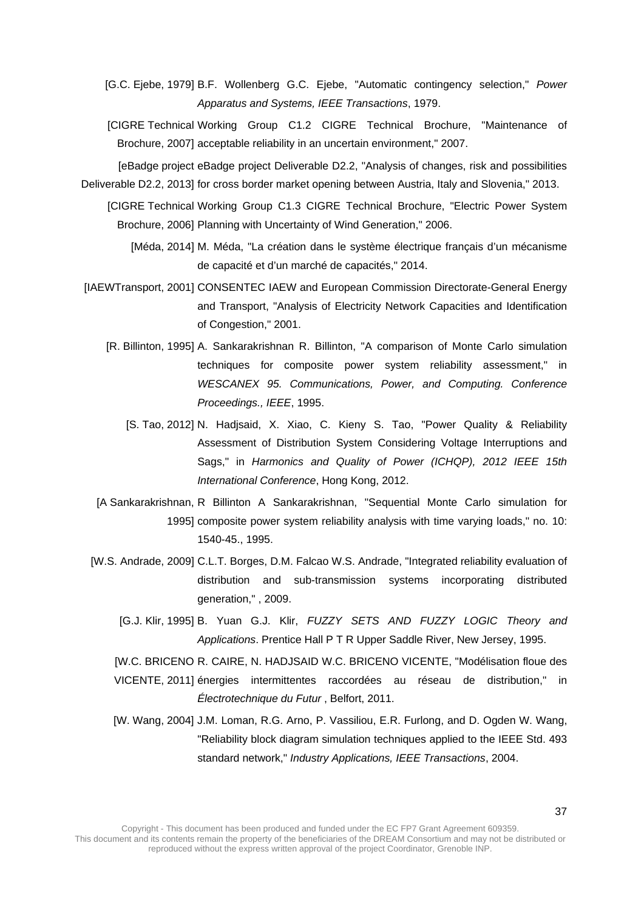[G.C. Ejebe, 1979] B.F. Wollenberg G.C. Ejebe, "Automatic contingency selection," *Power Apparatus and Systems, IEEE Transactions*, 1979.

[CIGRE Technical Brochure, 2007] Working Group C1.2 CIGRE Technical Brochure, "Maintenance of acceptable reliability in an uncertain environment," 2007.

[eBadge project Deliverable D2.2, 2013] eBadge project Deliverable D2.2, "Analysis of changes, risk and possibilities for cross border market opening between Austria, Italy and Slovenia," 2013.

[CIGRE Technical Brochure, 2006] Working Group C1.3 CIGRE Technical Brochure, "Electric Power System Planning with Uncertainty of Wind Generation," 2006.

[Méda, 2014] M. Méda, "La création dans le système électrique français d'un mécanisme de capacité et d'un marché de capacités," 2014.

[IAEWTransport, 2001] CONSENTEC IAEW and European Commission Directorate-General Energy and Transport, "Analysis of Electricity Network Capacities and Identification of Congestion," 2001.

[R. Billinton, 1995] A. Sankarakrishnan R. Billinton, "A comparison of Monte Carlo simulation techniques for composite power system reliability assessment," in *WESCANEX 95. Communications, Power, and Computing. Conference Proceedings., IEEE*, 1995.

[S. Tao, 2012] N. Hadjsaid, X. Xiao, C. Kieny S. Tao, "Power Quality & Reliability Assessment of Distribution System Considering Voltage Interruptions and Sags," in *Harmonics and Quality of Power (ICHQP), 2012 IEEE 15th International Conference*, Hong Kong, 2012.

[A Sankarakrishnan, 1995] R Billinton A Sankarakrishnan, "Sequential Monte Carlo simulation for composite power system reliability analysis with time varying loads," no. 10: 1540-45., 1995.

[W.S. Andrade, 2009] C.L.T. Borges, D.M. Falcao W.S. Andrade, "Integrated reliability evaluation of distribution and sub-transmission systems incorporating distributed generation," , 2009.

[G.J. Klir, 1995] B. Yuan G.J. Klir, *FUZZY SETS AND FUZZY LOGIC Theory and Applications*. Prentice Hall P T R Upper Saddle River, New Jersey, 1995.

[W.C. BRICENO VICENTE, 2011] R. CAIRE, N. HADJSAID W.C. BRICENO VICENTE, "Modélisation floue des énergies intermittentes raccordées au réseau de distribution," in *Électrotechnique du Futur* , Belfort, 2011.

[W. Wang, 2004] J.M. Loman, R.G. Arno, P. Vassiliou, E.R. Furlong, and D. Ogden W. Wang, "Reliability block diagram simulation techniques applied to the IEEE Std. 493 standard network," *Industry Applications, IEEE Transactions*, 2004.

Copyright - This document has been produced and funded under the EC FP7 Grant Agreement 609359.
This document and its contents remain the property of the beneficiaries of the DREAM Consortium and may not be distributed or reproduced without the express written approval of the project Coordinator, Grenoble INP.